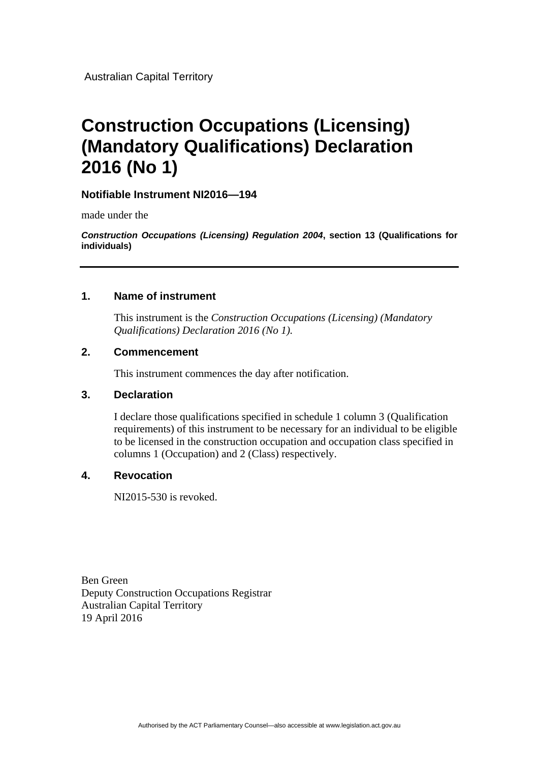Australian Capital Territory

# Construction Occupations (Licensing) (Mandatory Qualifications) Declaration 2016 (No 1)

**Notifiable Instrument NI2016—194**

made under the

***Construction Occupations (Licensing) Regulation 2004*, section 13 (Qualifications for individuals)**

---

## 1. Name of instrument

This instrument is the *Construction Occupations (Licensing) (Mandatory Qualifications) Declaration 2016 (No 1).*

## 2. Commencement

This instrument commences the day after notification.

## 3. Declaration

I declare those qualifications specified in schedule 1 column 3 (Qualification requirements) of this instrument to be necessary for an individual to be eligible to be licensed in the construction occupation and occupation class specified in columns 1 (Occupation) and 2 (Class) respectively.

## 4. Revocation

NI2015-530 is revoked.

Ben Green
Deputy Construction Occupations Registrar
Australian Capital Territory
19 April 2016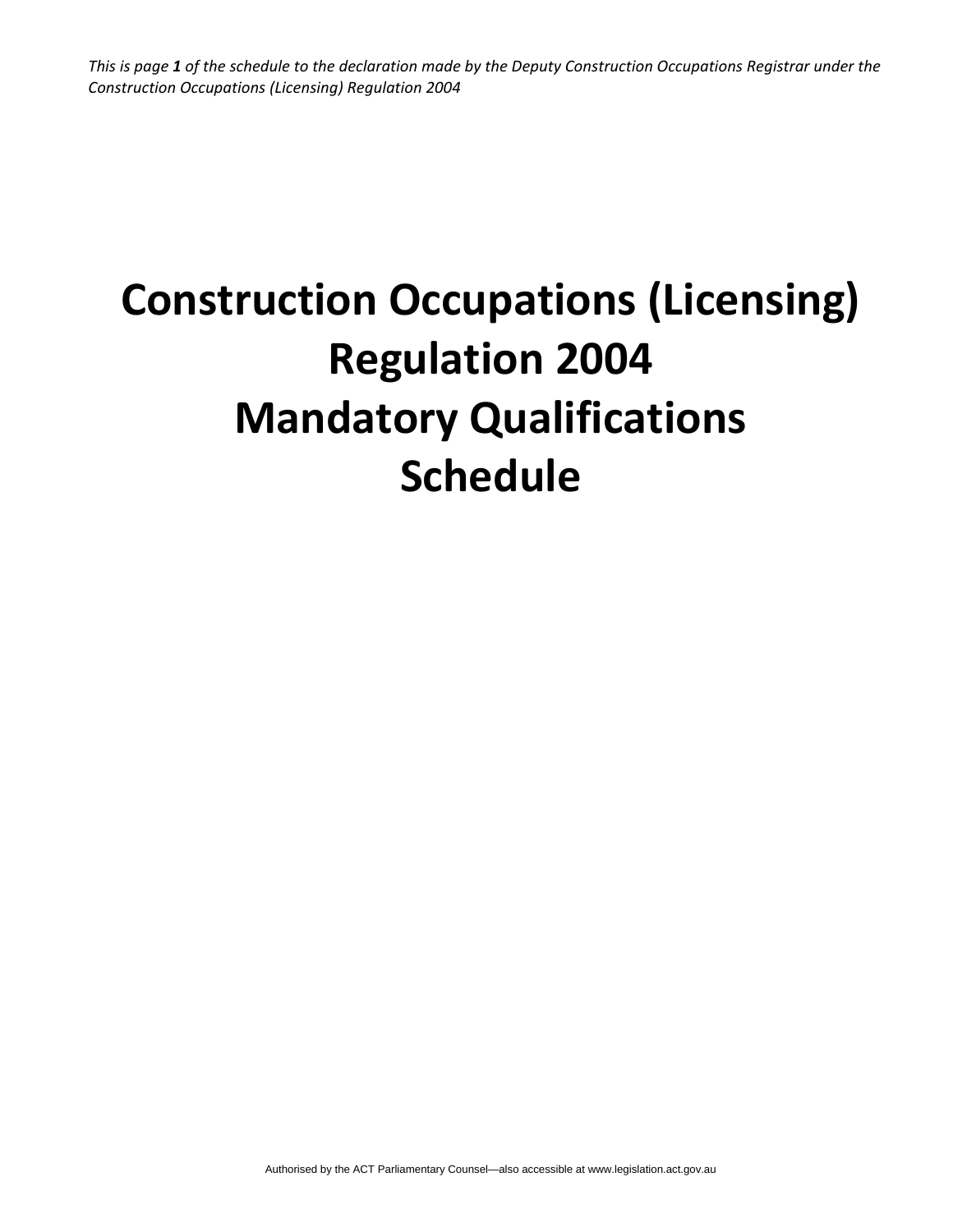# Construction Occupations (Licensing) Regulation 2004
# Mandatory Qualifications Schedule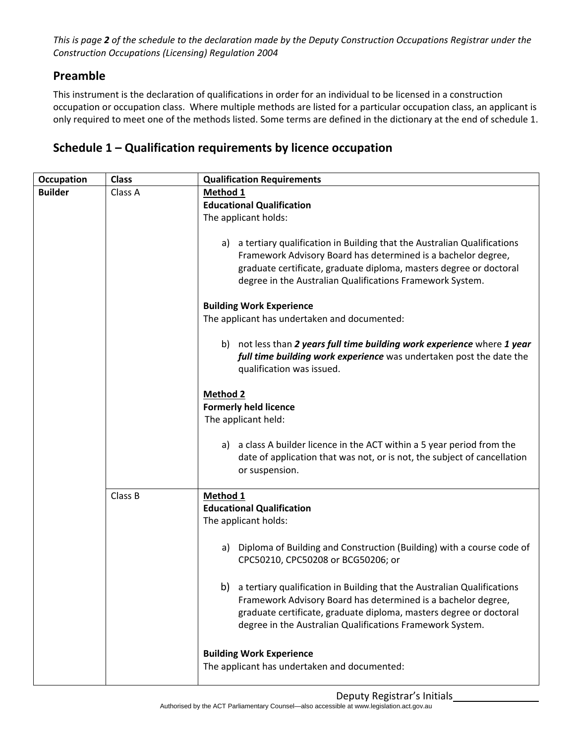*This is page **2** of the schedule to the declaration made by the Deputy Construction Occupations Registrar under the Construction Occupations (Licensing) Regulation 2004*

## Preamble

This instrument is the declaration of qualifications in order for an individual to be licensed in a construction occupation or occupation class. Where multiple methods are listed for a particular occupation class, an applicant is only required to meet one of the methods listed. Some terms are defined in the dictionary at the end of schedule 1.

## Schedule 1 – Qualification requirements by licence occupation

| Occupation | Class | Qualification Requirements |
|---|---|---|
| **Builder** | Class A | <u>**Method 1**</u><br>**Educational Qualification**<br>The applicant holds:<br><br>a) a tertiary qualification in Building that the Australian Qualifications Framework Advisory Board has determined is a bachelor degree, graduate certificate, graduate diploma, masters degree or doctoral degree in the Australian Qualifications Framework System.<br><br>**Building Work Experience**<br>The applicant has undertaken and documented:<br><br>b) not less than ***2 years full time building work experience*** where ***1 year full time building work experience*** was undertaken post the date the qualification was issued.<br><br><u>**Method 2**</u><br>**Formerly held licence**<br>The applicant held:<br><br>a) a class A builder licence in the ACT within a 5 year period from the date of application that was not, or is not, the subject of cancellation or suspension. |
| | Class B | <u>**Method 1**</u><br>**Educational Qualification**<br>The applicant holds:<br><br>a) Diploma of Building and Construction (Building) with a course code of CPC50210, CPC50208 or BCG50206; or<br><br>b) a tertiary qualification in Building that the Australian Qualifications Framework Advisory Board has determined is a bachelor degree, graduate certificate, graduate diploma, masters degree or doctoral degree in the Australian Qualifications Framework System.<br><br>**Building Work Experience**<br>The applicant has undertaken and documented: |

Deputy Registrar's Initials________________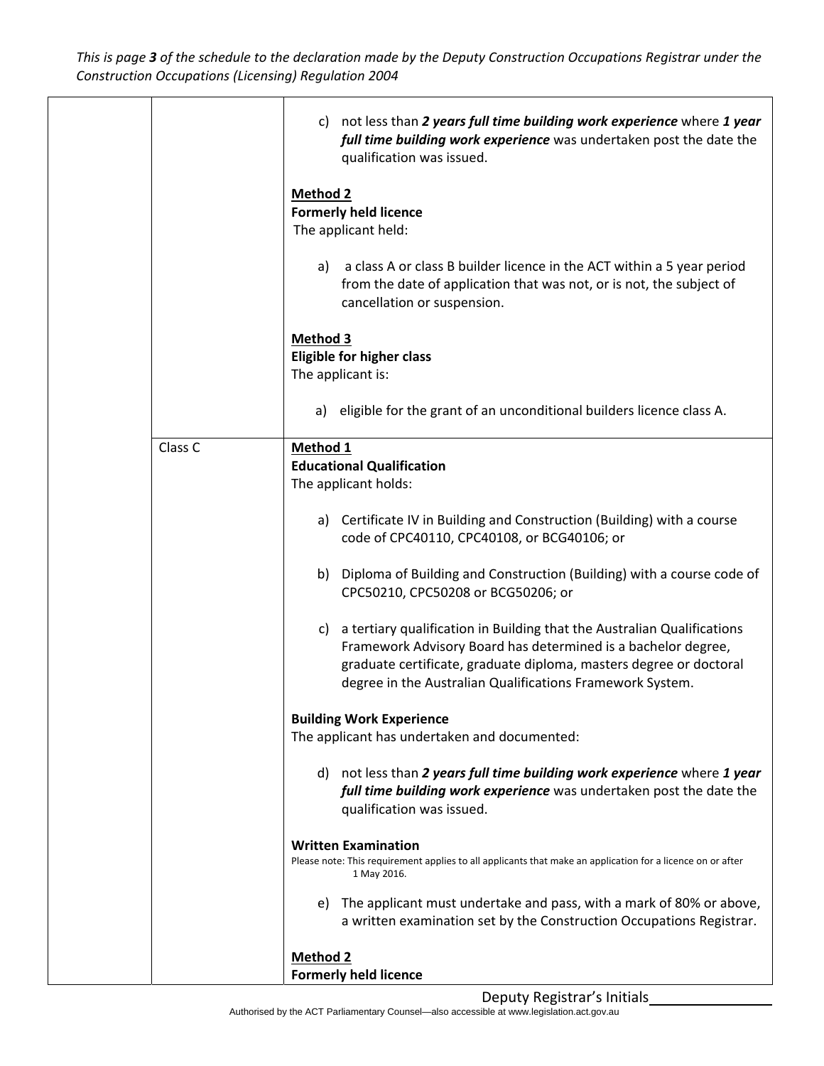| | | |
|---|---|---|
| | | c) not less than ***2 years full time building work experience*** where ***1 year full time building work experience*** was undertaken post the date the qualification was issued.<br><br>**Method 2**<br>**Formerly held licence**<br>The applicant held:<br><br>a) a class A or class B builder licence in the ACT within a 5 year period from the date of application that was not, or is not, the subject of cancellation or suspension.<br><br>**Method 3**<br>**Eligible for higher class**<br>The applicant is:<br><br>a) eligible for the grant of an unconditional builders licence class A. |
| | Class C | **Method 1**<br>**Educational Qualification**<br>The applicant holds:<br><br>a) Certificate IV in Building and Construction (Building) with a course code of CPC40110, CPC40108, or BCG40106; or<br><br>b) Diploma of Building and Construction (Building) with a course code of CPC50210, CPC50208 or BCG50206; or<br><br>c) a tertiary qualification in Building that the Australian Qualifications Framework Advisory Board has determined is a bachelor degree, graduate certificate, graduate diploma, masters degree or doctoral degree in the Australian Qualifications Framework System.<br><br>**Building Work Experience**<br>The applicant has undertaken and documented:<br><br>d) not less than ***2 years full time building work experience*** where ***1 year full time building work experience*** was undertaken post the date the qualification was issued.<br><br>**Written Examination**<br>Please note: This requirement applies to all applicants that make an application for a licence on or after 1 May 2016.<br><br>e) The applicant must undertake and pass, with a mark of 80% or above, a written examination set by the Construction Occupations Registrar.<br><br>**Method 2**<br>**Formerly held licence** |

Deputy Registrar's Initials________________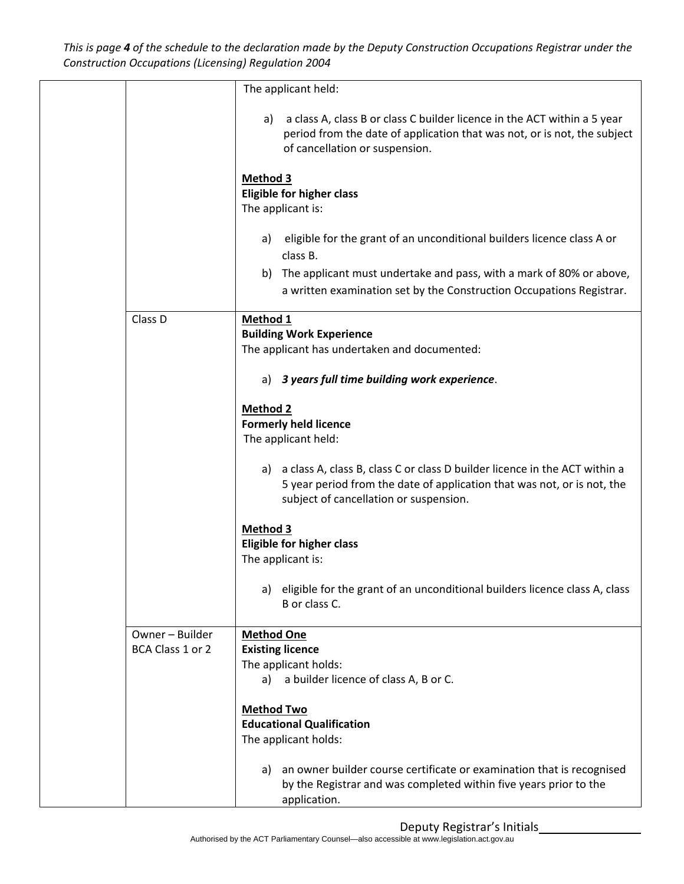| | | |
|---|---|---|
| | | The applicant held:<br><br>a) a class A, class B or class C builder licence in the ACT within a 5 year period from the date of application that was not, or is not, the subject of cancellation or suspension.<br><br>**<u>Method 3</u>**<br>**Eligible for higher class**<br>The applicant is:<br><br>a) eligible for the grant of an unconditional builders licence class A or class B.<br>b) The applicant must undertake and pass, with a mark of 80% or above, a written examination set by the Construction Occupations Registrar. |
| | Class D | **<u>Method 1</u>**<br>**Building Work Experience**<br>The applicant has undertaken and documented:<br><br>a) ***3 years full time building work experience***.<br><br>**<u>Method 2</u>**<br>**Formerly held licence**<br>The applicant held:<br><br>a) a class A, class B, class C or class D builder licence in the ACT within a 5 year period from the date of application that was not, or is not, the subject of cancellation or suspension.<br><br>**<u>Method 3</u>**<br>**Eligible for higher class**<br>The applicant is:<br><br>a) eligible for the grant of an unconditional builders licence class A, class B or class C. |
| | Owner – Builder BCA Class 1 or 2 | **<u>Method One</u>**<br>**Existing licence**<br>The applicant holds:<br>a) a builder licence of class A, B or C.<br><br>**<u>Method Two</u>**<br>**Educational Qualification**<br>The applicant holds:<br><br>a) an owner builder course certificate or examination that is recognised by the Registrar and was completed within five years prior to the application. |

Deputy Registrar's Initials\_\_\_\_\_\_\_\_\_\_\_\_\_\_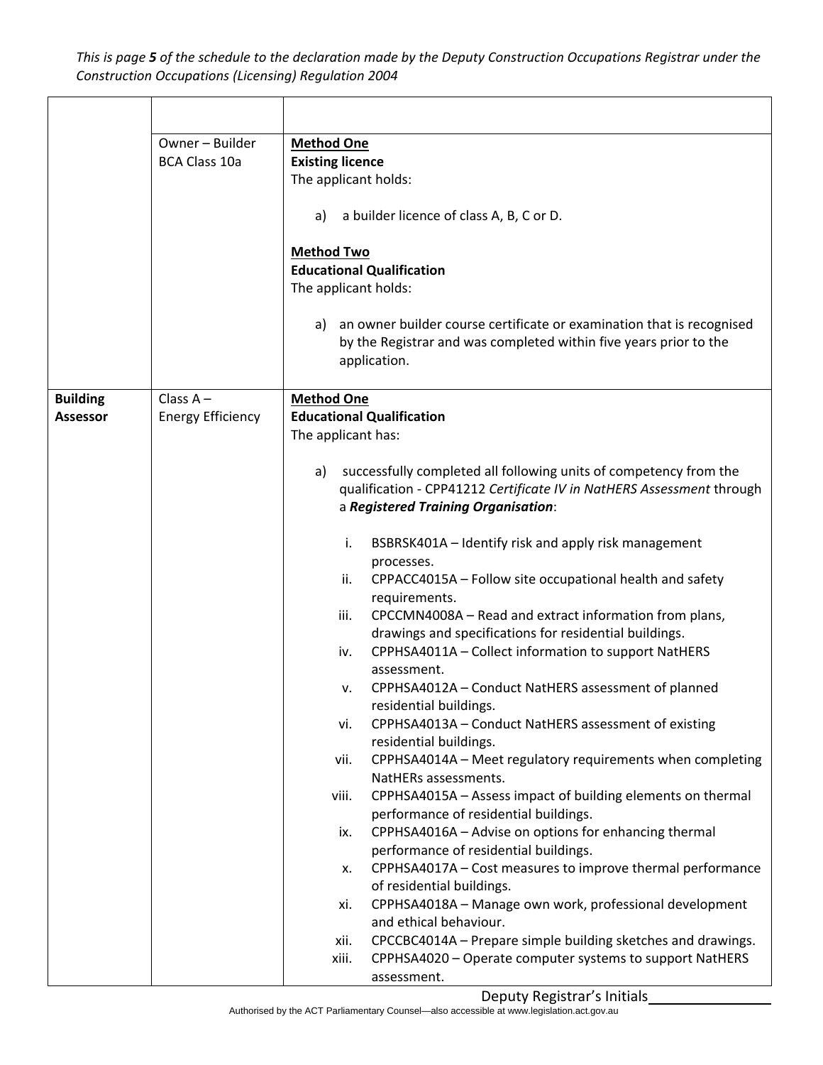This is page **5** of the schedule to the declaration made by the Deputy Construction Occupations Registrar under the Construction Occupations (Licensing) Regulation 2004

| | | |
|---|---|---|
| | | |
| | Owner – Builder BCA Class 10a | **Method One**<br>**Existing licence**<br>The applicant holds:<br><br>a) a builder licence of class A, B, C or D.<br><br>**Method Two**<br>**Educational Qualification**<br>The applicant holds:<br><br>a) an owner builder course certificate or examination that is recognised by the Registrar and was completed within five years prior to the application. |
| **Building Assessor** | Class A – Energy Efficiency | **Method One**<br>**Educational Qualification**<br>The applicant has:<br><br>a) successfully completed all following units of competency from the qualification - CPP41212 *Certificate IV in NatHERS Assessment* through a ***Registered Training Organisation***:<br><br>i. BSBRSK401A – Identify risk and apply risk management processes.<br>ii. CPPACC4015A – Follow site occupational health and safety requirements.<br>iii. CPCCMN4008A – Read and extract information from plans, drawings and specifications for residential buildings.<br>iv. CPPHSA4011A – Collect information to support NatHERS assessment.<br>v. CPPHSA4012A – Conduct NatHERS assessment of planned residential buildings.<br>vi. CPPHSA4013A – Conduct NatHERS assessment of existing residential buildings.<br>vii. CPPHSA4014A – Meet regulatory requirements when completing NatHERs assessments.<br>viii. CPPHSA4015A – Assess impact of building elements on thermal performance of residential buildings.<br>ix. CPPHSA4016A – Advise on options for enhancing thermal performance of residential buildings.<br>x. CPPHSA4017A – Cost measures to improve thermal performance of residential buildings.<br>xi. CPPHSA4018A – Manage own work, professional development and ethical behaviour.<br>xii. CPCCBC4014A – Prepare simple building sketches and drawings.<br>xiii. CPPHSA4020 – Operate computer systems to support NatHERS assessment. |

Deputy Registrar's Initials\_\_\_\_\_\_\_\_\_\_\_\_\_\_\_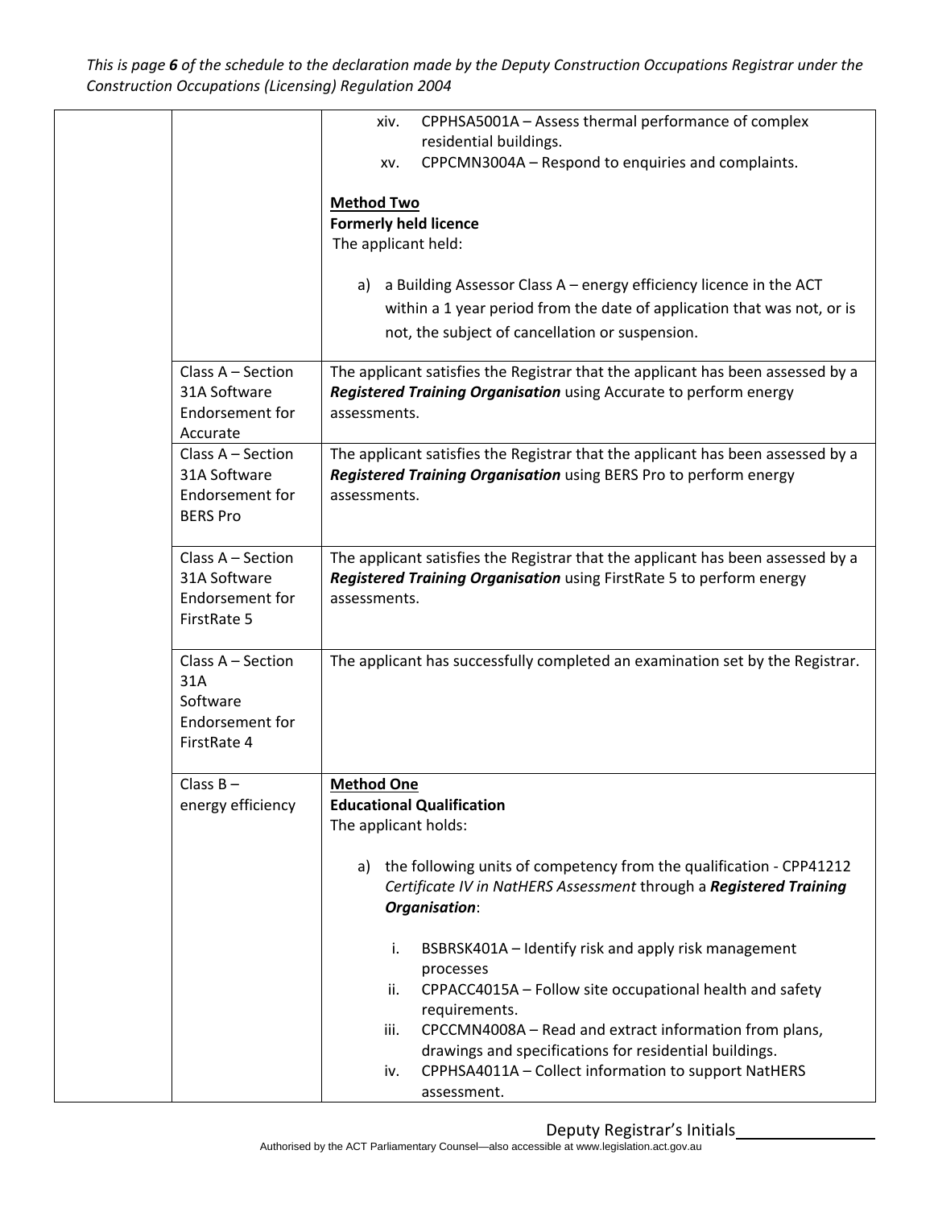*This is page **6** of the schedule to the declaration made by the Deputy Construction Occupations Registrar under the Construction Occupations (Licensing) Regulation 2004*

| | | |
|---|---|---|
| | | xiv. CPPHSA5001A – Assess thermal performance of complex residential buildings.<br>xv. CPPCMN3004A – Respond to enquiries and complaints.<br><br>**<u>Method Two</u>**<br>**Formerly held licence**<br>The applicant held:<br><br>a) a Building Assessor Class A – energy efficiency licence in the ACT within a 1 year period from the date of application that was not, or is not, the subject of cancellation or suspension. |
| | Class A – Section 31A Software Endorsement for Accurate | The applicant satisfies the Registrar that the applicant has been assessed by a ***Registered Training Organisation*** using Accurate to perform energy assessments. |
| | Class A – Section 31A Software Endorsement for BERS Pro | The applicant satisfies the Registrar that the applicant has been assessed by a ***Registered Training Organisation*** using BERS Pro to perform energy assessments. |
| | Class A – Section 31A Software Endorsement for FirstRate 5 | The applicant satisfies the Registrar that the applicant has been assessed by a ***Registered Training Organisation*** using FirstRate 5 to perform energy assessments. |
| | Class A – Section 31A Software Endorsement for FirstRate 4 | The applicant has successfully completed an examination set by the Registrar. |
| | Class B – energy efficiency | **<u>Method One</u>**<br>**Educational Qualification**<br>The applicant holds:<br><br>a) the following units of competency from the qualification - CPP41212 *Certificate IV in NatHERS Assessment* through a ***Registered Training Organisation***:<br><br>i. BSBRSK401A – Identify risk and apply risk management processes<br>ii. CPPACC4015A – Follow site occupational health and safety requirements.<br>iii. CPCCMN4008A – Read and extract information from plans, drawings and specifications for residential buildings.<br>iv. CPPHSA4011A – Collect information to support NatHERS assessment. |

Deputy Registrar's Initials________________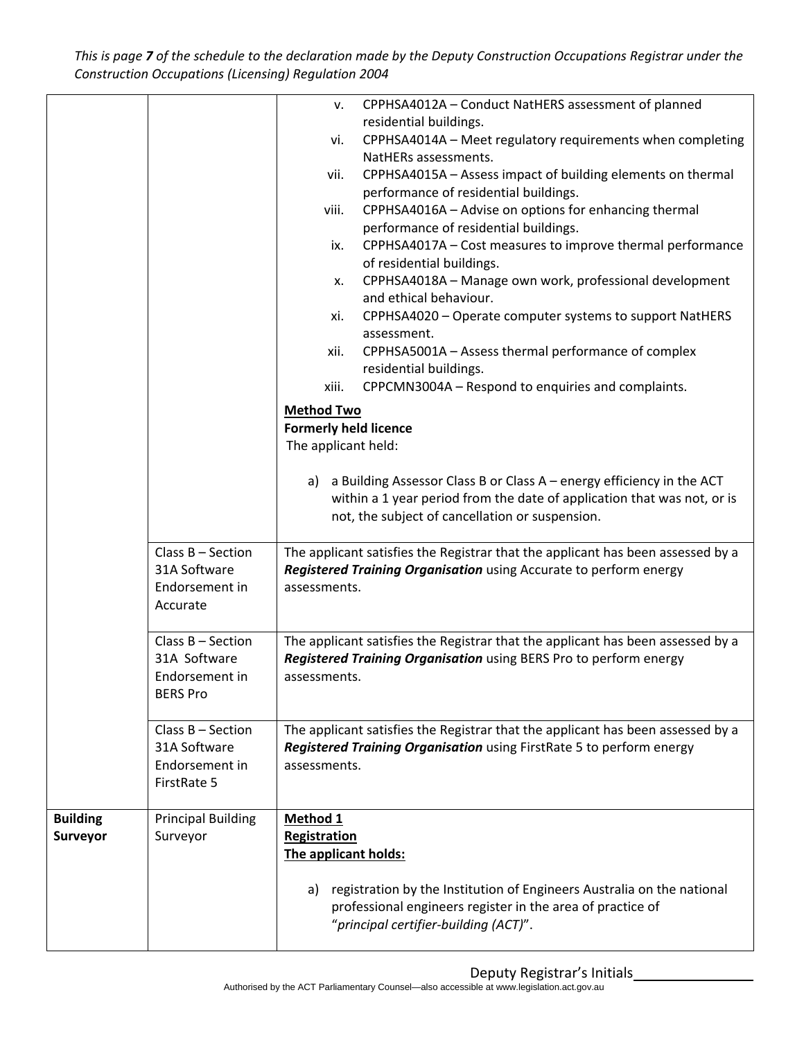| | | |
|---|---|---|
| | | v. CPPHSA4012A – Conduct NatHERS assessment of planned residential buildings.<br>vi. CPPHSA4014A – Meet regulatory requirements when completing NatHERs assessments.<br>vii. CPPHSA4015A – Assess impact of building elements on thermal performance of residential buildings.<br>viii. CPPHSA4016A – Advise on options for enhancing thermal performance of residential buildings.<br>ix. CPPHSA4017A – Cost measures to improve thermal performance of residential buildings.<br>x. CPPHSA4018A – Manage own work, professional development and ethical behaviour.<br>xi. CPPHSA4020 – Operate computer systems to support NatHERS assessment.<br>xii. CPPHSA5001A – Assess thermal performance of complex residential buildings.<br>xiii. CPPCMN3004A – Respond to enquiries and complaints.<br><br>**Method Two**<br>**Formerly held licence**<br>The applicant held:<br><br>a) a Building Assessor Class B or Class A – energy efficiency in the ACT within a 1 year period from the date of application that was not, or is not, the subject of cancellation or suspension. |
| | Class B – Section 31A Software Endorsement in Accurate | The applicant satisfies the Registrar that the applicant has been assessed by a ***Registered Training Organisation*** using Accurate to perform energy assessments. |
| | Class B – Section 31A Software Endorsement in BERS Pro | The applicant satisfies the Registrar that the applicant has been assessed by a ***Registered Training Organisation*** using BERS Pro to perform energy assessments. |
| | Class B – Section 31A Software Endorsement in FirstRate 5 | The applicant satisfies the Registrar that the applicant has been assessed by a ***Registered Training Organisation*** using FirstRate 5 to perform energy assessments. |
| **Building Surveyor** | Principal Building Surveyor | **Method 1**<br>**Registration**<br>**The applicant holds:**<br><br>a) registration by the Institution of Engineers Australia on the national professional engineers register in the area of practice of "*principal certifier-building (ACT)*". |

Deputy Registrar's Initials________________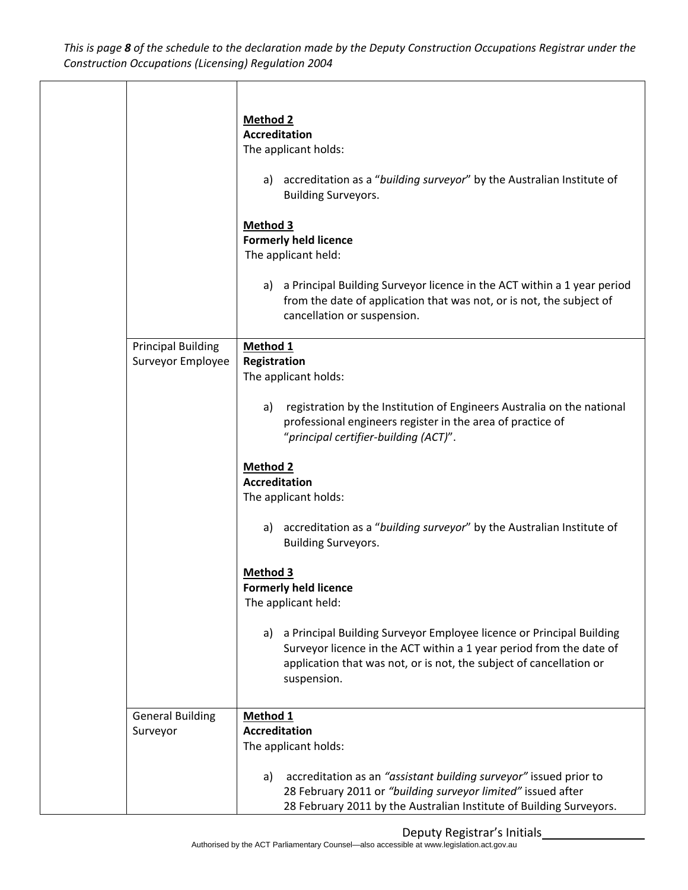| | | |
|---|---|---|
| | | **Method 2**<br>**Accreditation**<br>The applicant holds:<br><br>a) accreditation as a "*building surveyor*" by the Australian Institute of Building Surveyors.<br><br>**Method 3**<br>**Formerly held licence**<br>The applicant held:<br><br>a) a Principal Building Surveyor licence in the ACT within a 1 year period from the date of application that was not, or is not, the subject of cancellation or suspension. |
| | Principal Building Surveyor Employee | **Method 1**<br>**Registration**<br>The applicant holds:<br><br>a) registration by the Institution of Engineers Australia on the national professional engineers register in the area of practice of "*principal certifier-building (ACT)*".<br><br>**Method 2**<br>**Accreditation**<br>The applicant holds:<br><br>a) accreditation as a "*building surveyor*" by the Australian Institute of Building Surveyors.<br><br>**Method 3**<br>**Formerly held licence**<br>The applicant held:<br><br>a) a Principal Building Surveyor Employee licence or Principal Building Surveyor licence in the ACT within a 1 year period from the date of application that was not, or is not, the subject of cancellation or suspension. |
| | General Building Surveyor | **Method 1**<br>**Accreditation**<br>The applicant holds:<br><br>a) accreditation as an *"assistant building surveyor"* issued prior to 28 February 2011 or *"building surveyor limited"* issued after 28 February 2011 by the Australian Institute of Building Surveyors. |

Deputy Registrar's Initials________________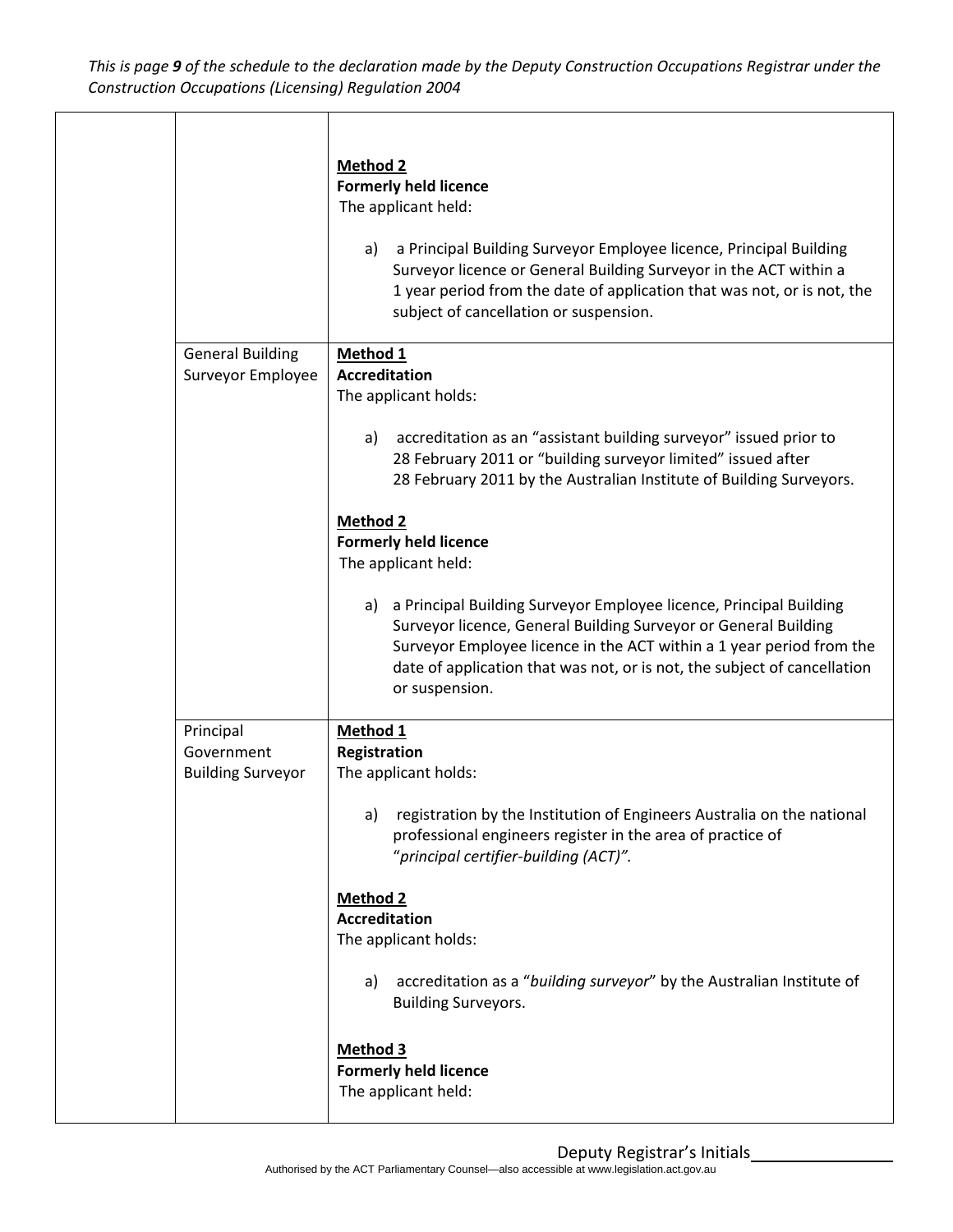*This is page **9** of the schedule to the declaration made by the Deputy Construction Occupations Registrar under the Construction Occupations (Licensing) Regulation 2004*

| | | |
|---|---|---|
| | | **<u>Method 2</u>**<br>**Formerly held licence**<br>The applicant held:<br><br>a) a Principal Building Surveyor Employee licence, Principal Building Surveyor licence or General Building Surveyor in the ACT within a 1 year period from the date of application that was not, or is not, the subject of cancellation or suspension. |
| | General Building Surveyor Employee | **<u>Method 1</u>**<br>**Accreditation**<br>The applicant holds:<br><br>a) accreditation as an "assistant building surveyor" issued prior to 28 February 2011 or "building surveyor limited" issued after 28 February 2011 by the Australian Institute of Building Surveyors.<br><br>**<u>Method 2</u>**<br>**Formerly held licence**<br>The applicant held:<br><br>a) a Principal Building Surveyor Employee licence, Principal Building Surveyor licence, General Building Surveyor or General Building Surveyor Employee licence in the ACT within a 1 year period from the date of application that was not, or is not, the subject of cancellation or suspension. |
| | Principal Government Building Surveyor | **<u>Method 1</u>**<br>**Registration**<br>The applicant holds:<br><br>a) registration by the Institution of Engineers Australia on the national professional engineers register in the area of practice of "*principal certifier-building (ACT)".*<br><br>**<u>Method 2</u>**<br>**Accreditation**<br>The applicant holds:<br><br>a) accreditation as a "*building surveyor*" by the Australian Institute of Building Surveyors.<br><br>**<u>Method 3</u>**<br>**Formerly held licence**<br>The applicant held: |

Deputy Registrar's Initials________________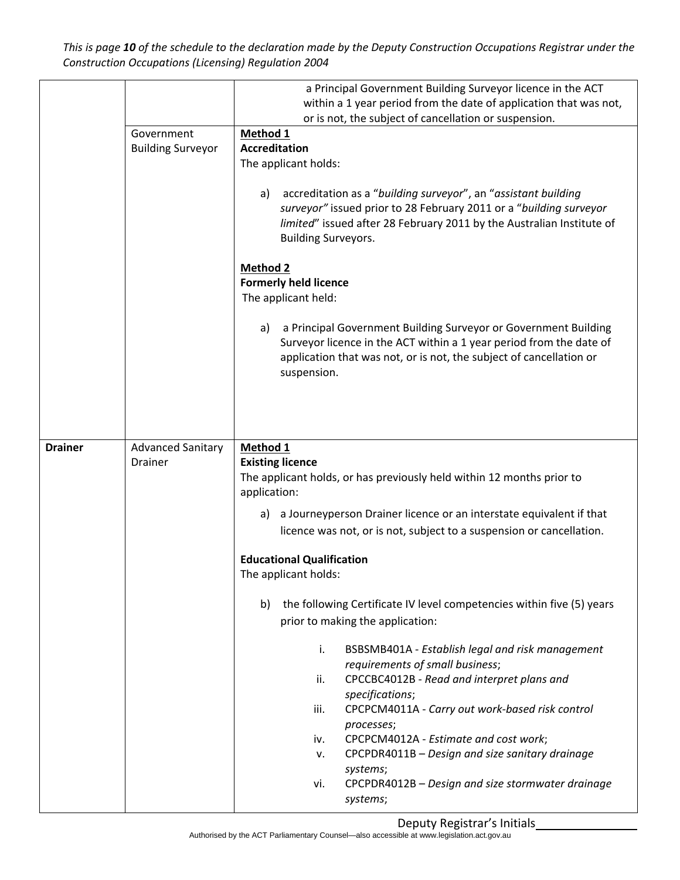| | | |
|---|---|---|
| | | a Principal Government Building Surveyor licence in the ACT within a 1 year period from the date of application that was not, or is not, the subject of cancellation or suspension. |
| | Government Building Surveyor | **Method 1**<br>**Accreditation**<br>The applicant holds:<br><br>a) accreditation as a "*building surveyor*", an "*assistant building surveyor"* issued prior to 28 February 2011 or a "*building surveyor limited*" issued after 28 February 2011 by the Australian Institute of Building Surveyors.<br><br>**Method 2**<br>**Formerly held licence**<br>The applicant held:<br><br>a) a Principal Government Building Surveyor or Government Building Surveyor licence in the ACT within a 1 year period from the date of application that was not, or is not, the subject of cancellation or suspension. |
| **Drainer** | Advanced Sanitary Drainer | **Method 1**<br>**Existing licence**<br>The applicant holds, or has previously held within 12 months prior to application:<br><br>a) a Journeyperson Drainer licence or an interstate equivalent if that licence was not, or is not, subject to a suspension or cancellation.<br><br>**Educational Qualification**<br>The applicant holds:<br><br>b) the following Certificate IV level competencies within five (5) years prior to making the application:<br><br>i. BSBSMB401A - *Establish legal and risk management requirements of small business*;<br>ii. CPCCBC4012B - *Read and interpret plans and specifications*;<br>iii. CPCPCM4011A - *Carry out work-based risk control processes*;<br>iv. CPCPCM4012A - *Estimate and cost work*;<br>v. CPCPDR4011B – *Design and size sanitary drainage systems*;<br>vi. CPCPDR4012B – *Design and size stormwater drainage systems*; |

Deputy Registrar's Initials________________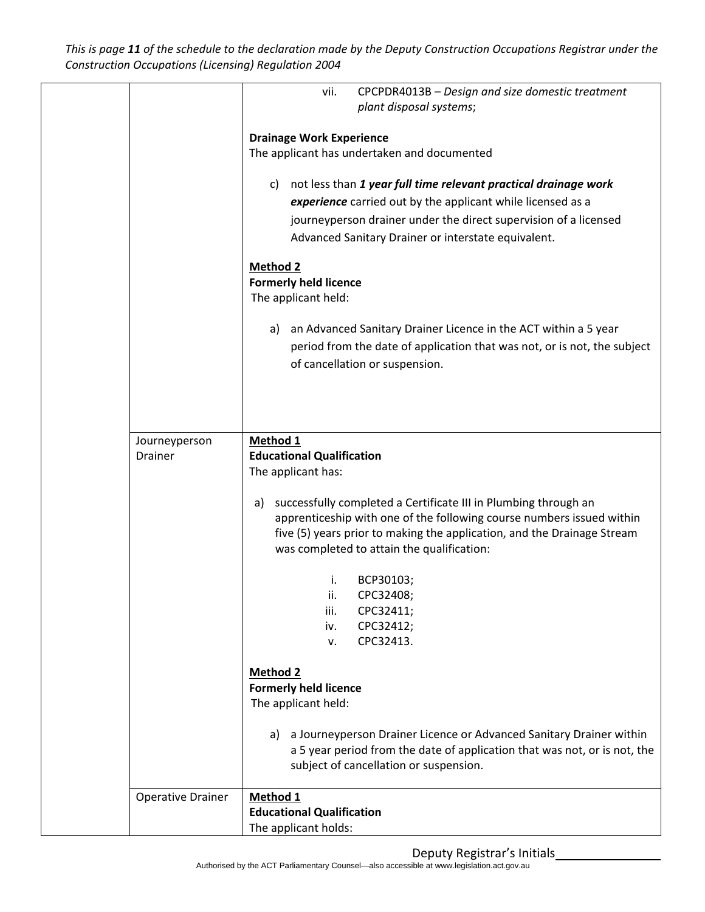| | | |
|---|---|---|
| | | vii. CPCPDR4013B – *Design and size domestic treatment plant disposal systems*;<br><br>**Drainage Work Experience**<br>The applicant has undertaken and documented<br><br>c) not less than ***1 year full time relevant practical drainage work experience*** carried out by the applicant while licensed as a journeyperson drainer under the direct supervision of a licensed Advanced Sanitary Drainer or interstate equivalent.<br><br>**Method 2**<br>**Formerly held licence**<br>The applicant held:<br><br>a) an Advanced Sanitary Drainer Licence in the ACT within a 5 year period from the date of application that was not, or is not, the subject of cancellation or suspension. |
| | Journeyperson Drainer | **Method 1**<br>**Educational Qualification**<br>The applicant has:<br><br>a) successfully completed a Certificate III in Plumbing through an apprenticeship with one of the following course numbers issued within five (5) years prior to making the application, and the Drainage Stream was completed to attain the qualification:<br><br>i. BCP30103;<br>ii. CPC32408;<br>iii. CPC32411;<br>iv. CPC32412;<br>v. CPC32413.<br><br>**Method 2**<br>**Formerly held licence**<br>The applicant held:<br><br>a) a Journeyperson Drainer Licence or Advanced Sanitary Drainer within a 5 year period from the date of application that was not, or is not, the subject of cancellation or suspension. |
| | Operative Drainer | **Method 1**<br>**Educational Qualification**<br>The applicant holds: |

Deputy Registrar's Initials________________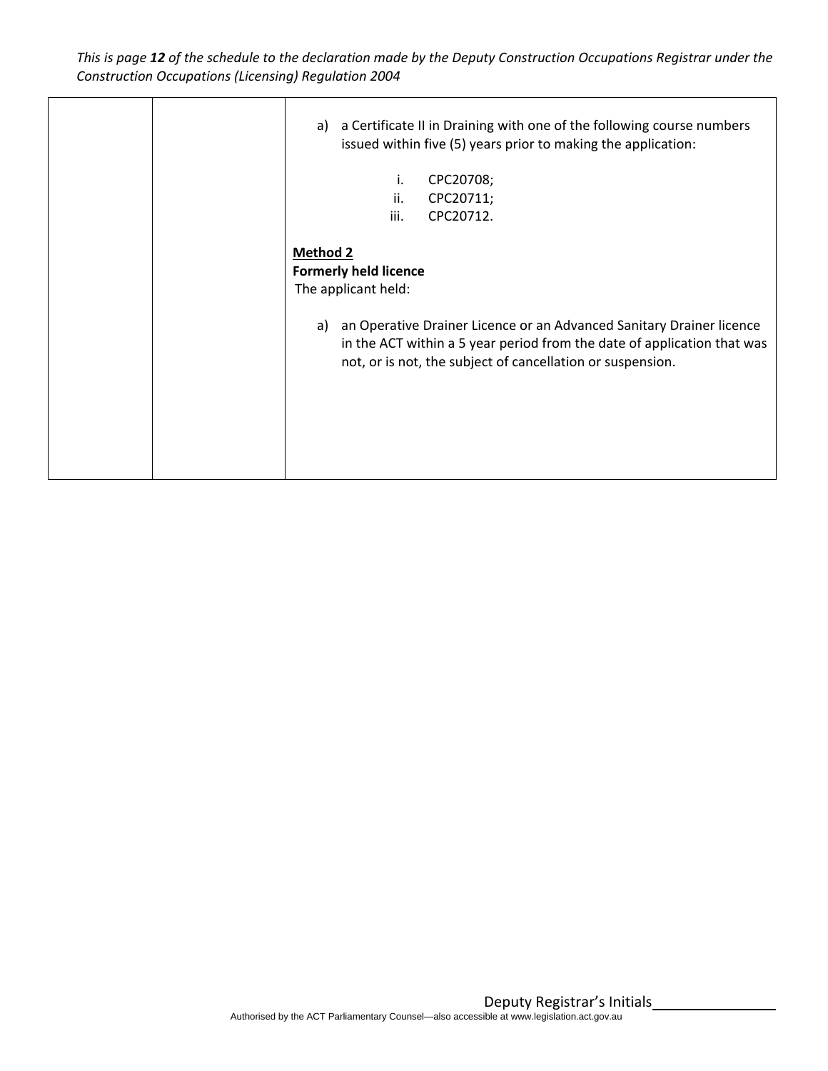| | | a) a Certificate II in Draining with one of the following course numbers issued within five (5) years prior to making the application:<br><br>i. CPC20708;<br>ii. CPC20711;<br>iii. CPC20712.<br><br>**Method 2**<br>**Formerly held licence**<br>The applicant held:<br><br>a) an Operative Drainer Licence or an Advanced Sanitary Drainer licence in the ACT within a 5 year period from the date of application that was not, or is not, the subject of cancellation or suspension. |
|---|---|---|

Deputy Registrar's Initials________________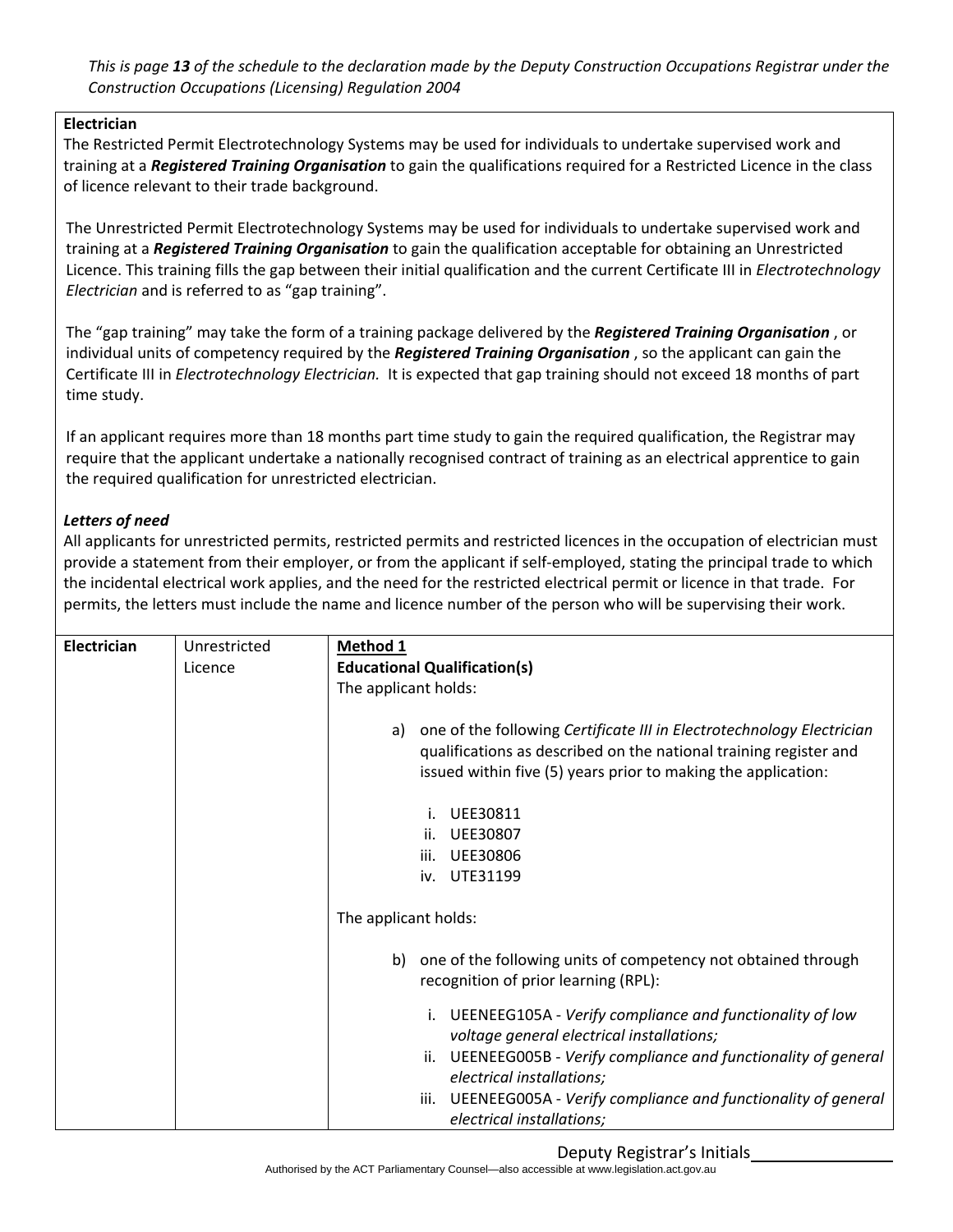*This is page **13** of the schedule to the declaration made by the Deputy Construction Occupations Registrar under the Construction Occupations (Licensing) Regulation 2004*

**Electrician**

The Restricted Permit Electrotechnology Systems may be used for individuals to undertake supervised work and training at a ***Registered Training Organisation*** to gain the qualifications required for a Restricted Licence in the class of licence relevant to their trade background.

The Unrestricted Permit Electrotechnology Systems may be used for individuals to undertake supervised work and training at a ***Registered Training Organisation*** to gain the qualification acceptable for obtaining an Unrestricted Licence. This training fills the gap between their initial qualification and the current Certificate III in *Electrotechnology Electrician* and is referred to as "gap training".

The "gap training" may take the form of a training package delivered by the ***Registered Training Organisation*** , or individual units of competency required by the ***Registered Training Organisation*** , so the applicant can gain the Certificate III in *Electrotechnology Electrician.* It is expected that gap training should not exceed 18 months of part time study.

If an applicant requires more than 18 months part time study to gain the required qualification, the Registrar may require that the applicant undertake a nationally recognised contract of training as an electrical apprentice to gain the required qualification for unrestricted electrician.

***Letters of need***

All applicants for unrestricted permits, restricted permits and restricted licences in the occupation of electrician must provide a statement from their employer, or from the applicant if self-employed, stating the principal trade to which the incidental electrical work applies, and the need for the restricted electrical permit or licence in that trade. For permits, the letters must include the name and licence number of the person who will be supervising their work.

| | | |
|---|---|---|
| **Electrician** | Unrestricted Licence | **Method 1**<br>**Educational Qualification(s)**<br>The applicant holds:<br><br>a) one of the following *Certificate III in Electrotechnology Electrician* qualifications as described on the national training register and issued within five (5) years prior to making the application:<br><br>i. UEE30811<br>ii. UEE30807<br>iii. UEE30806<br>iv. UTE31199<br><br>The applicant holds:<br><br>b) one of the following units of competency not obtained through recognition of prior learning (RPL):<br><br>i. UEENEEG105A - *Verify compliance and functionality of low voltage general electrical installations;*<br>ii. UEENEEG005B - *Verify compliance and functionality of general electrical installations;*<br>iii. UEENEEG005A - *Verify compliance and functionality of general electrical installations;* |

Deputy Registrar's Initials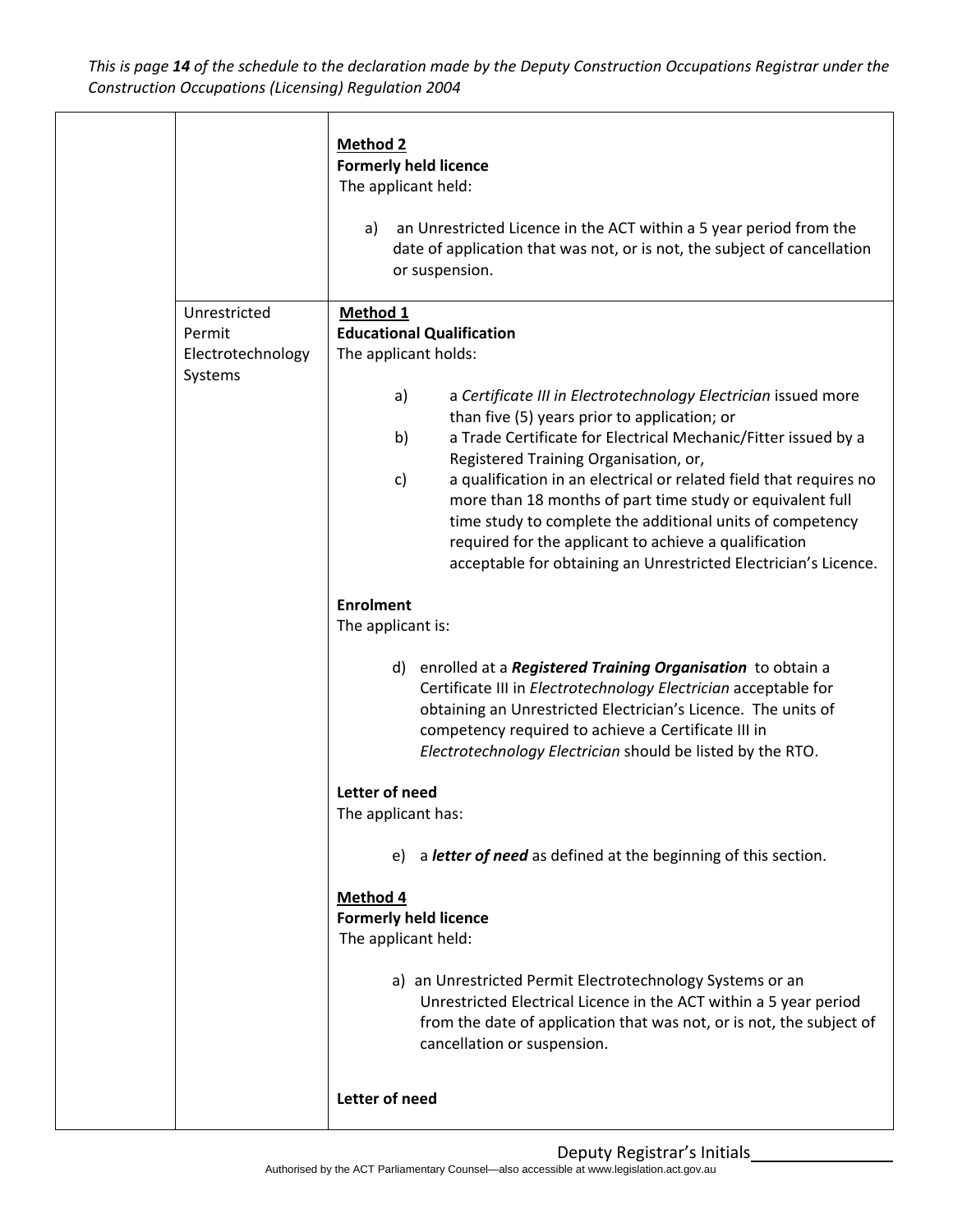| | | |
|---|---|---|
| | | **Method 2**<br>**Formerly held licence**<br>The applicant held:<br><br>a) an Unrestricted Licence in the ACT within a 5 year period from the date of application that was not, or is not, the subject of cancellation or suspension. |
| | Unrestricted Permit Electrotechnology Systems | **Method 1**<br>**Educational Qualification**<br>The applicant holds:<br><br>a) a *Certificate III in Electrotechnology Electrician* issued more than five (5) years prior to application; or<br>b) a Trade Certificate for Electrical Mechanic/Fitter issued by a Registered Training Organisation, or,<br>c) a qualification in an electrical or related field that requires no more than 18 months of part time study or equivalent full time study to complete the additional units of competency required for the applicant to achieve a qualification acceptable for obtaining an Unrestricted Electrician's Licence.<br><br>**Enrolment**<br>The applicant is:<br><br>d) enrolled at a ***Registered Training Organisation*** to obtain a Certificate III in *Electrotechnology Electrician* acceptable for obtaining an Unrestricted Electrician's Licence. The units of competency required to achieve a Certificate III in *Electrotechnology Electrician* should be listed by the RTO.<br><br>**Letter of need**<br>The applicant has:<br><br>e) a ***letter of need*** as defined at the beginning of this section.<br><br>**Method 4**<br>**Formerly held licence**<br>The applicant held:<br><br>a) an Unrestricted Permit Electrotechnology Systems or an Unrestricted Electrical Licence in the ACT within a 5 year period from the date of application that was not, or is not, the subject of cancellation or suspension.<br><br>**Letter of need** |

Deputy Registrar's Initials\_\_\_\_\_\_\_\_\_\_\_\_\_\_\_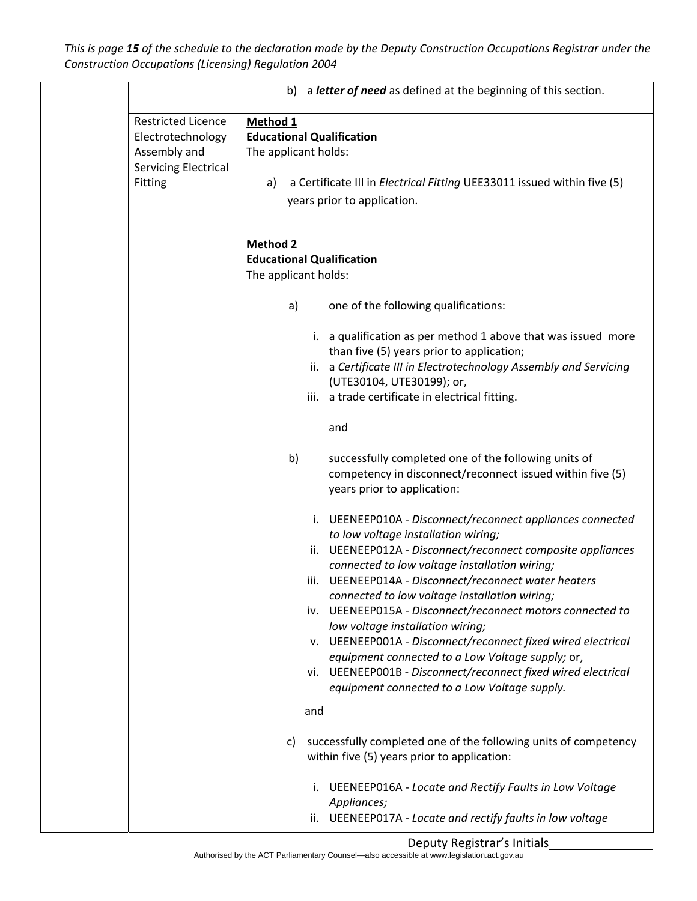This is page **15** of the schedule to the declaration made by the Deputy Construction Occupations Registrar under the Construction Occupations (Licensing) Regulation 2004

| | | |
|---|---|---|
| | | b) a ***letter of need*** as defined at the beginning of this section. |
| | Restricted Licence Electrotechnology Assembly and Servicing Electrical Fitting | **Method 1**<br>**Educational Qualification**<br>The applicant holds:<br><br>a) a Certificate III in *Electrical Fitting* UEE33011 issued within five (5) years prior to application.<br><br>**Method 2**<br>**Educational Qualification**<br>The applicant holds:<br><br>a) one of the following qualifications:<br><br>i. a qualification as per method 1 above that was issued more than five (5) years prior to application;<br>ii. a *Certificate III in Electrotechnology Assembly and Servicing* (UTE30104, UTE30199); or,<br>iii. a trade certificate in electrical fitting.<br><br>and<br><br>b) successfully completed one of the following units of competency in disconnect/reconnect issued within five (5) years prior to application:<br><br>i. UEENEEP010A - *Disconnect/reconnect appliances connected to low voltage installation wiring;*<br>ii. UEENEEP012A - *Disconnect/reconnect composite appliances connected to low voltage installation wiring;*<br>iii. UEENEEP014A - *Disconnect/reconnect water heaters connected to low voltage installation wiring;*<br>iv. UEENEEP015A - *Disconnect/reconnect motors connected to low voltage installation wiring;*<br>v. UEENEEP001A - *Disconnect/reconnect fixed wired electrical equipment connected to a Low Voltage supply;* or,<br>vi. UEENEEP001B - *Disconnect/reconnect fixed wired electrical equipment connected to a Low Voltage supply.*<br><br>and<br><br>c) successfully completed one of the following units of competency within five (5) years prior to application:<br><br>i. UEENEEP016A - *Locate and Rectify Faults in Low Voltage Appliances;*<br>ii. UEENEEP017A - *Locate and rectify faults in low voltage* |

Deputy Registrar's Initials\_\_\_\_\_\_\_\_\_\_\_\_\_\_\_\_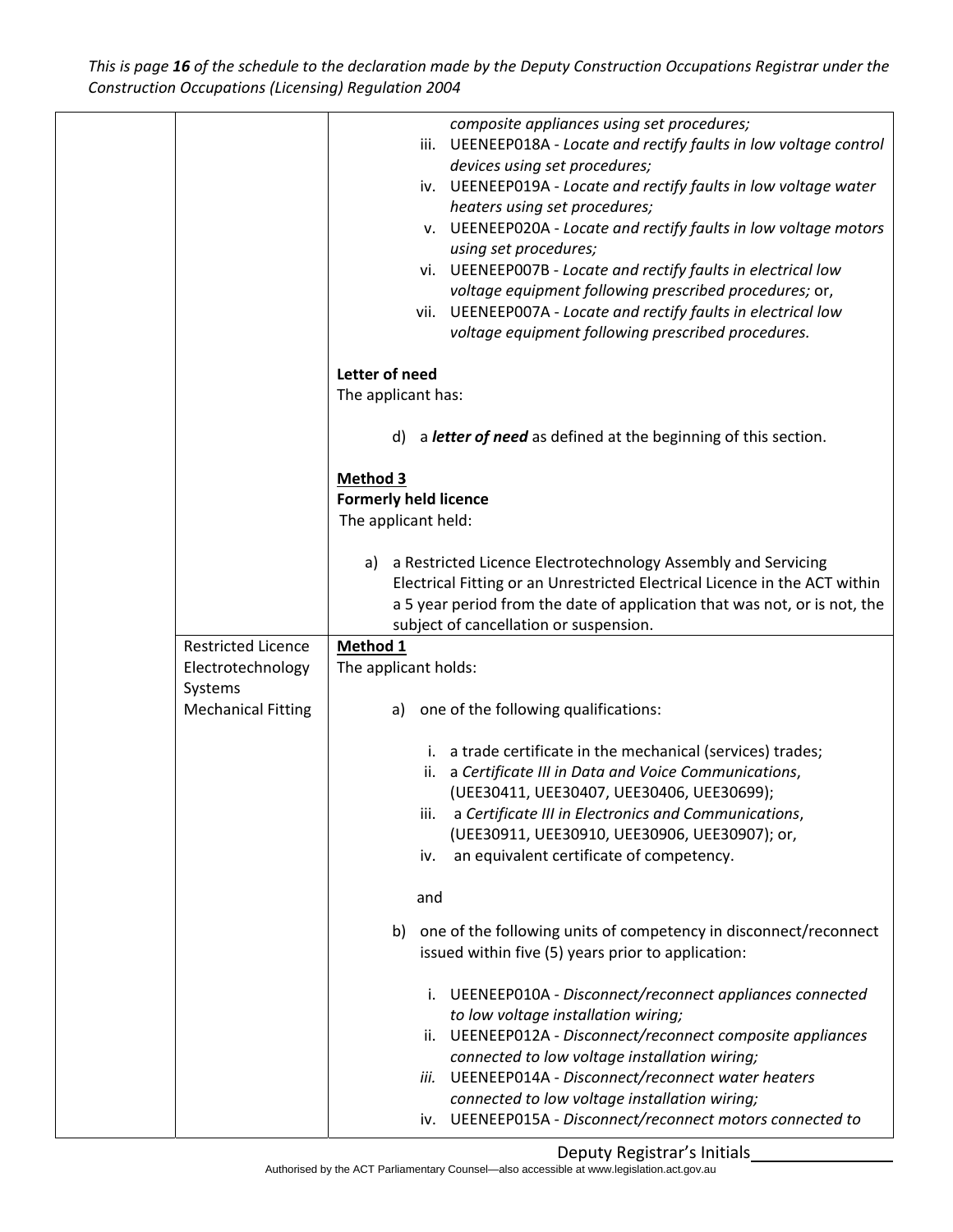| | | composite appliances using set procedures;<br>iii. UEENEEP018A - *Locate and rectify faults in low voltage control devices using set procedures;*<br>iv. UEENEEP019A - *Locate and rectify faults in low voltage water heaters using set procedures;*<br>v. UEENEEP020A - *Locate and rectify faults in low voltage motors using set procedures;*<br>vi. UEENEEP007B - *Locate and rectify faults in electrical low voltage equipment following prescribed procedures;* or,<br>vii. UEENEEP007A - *Locate and rectify faults in electrical low voltage equipment following prescribed procedures.*<br><br>**Letter of need**<br>The applicant has:<br><br>d) a ***letter of need*** as defined at the beginning of this section.<br><br>**Method 3**<br>**Formerly held licence**<br>The applicant held:<br><br>a) a Restricted Licence Electrotechnology Assembly and Servicing Electrical Fitting or an Unrestricted Electrical Licence in the ACT within a 5 year period from the date of application that was not, or is not, the subject of cancellation or suspension. |
|---|---|---|
| | Restricted Licence Electrotechnology Systems Mechanical Fitting | **Method 1**<br>The applicant holds:<br><br>a) one of the following qualifications:<br><br>i. a trade certificate in the mechanical (services) trades;<br>ii. a *Certificate III in Data and Voice Communications*, (UEE30411, UEE30407, UEE30406, UEE30699);<br>iii. a *Certificate III in Electronics and Communications*, (UEE30911, UEE30910, UEE30906, UEE30907); or,<br>iv. an equivalent certificate of competency.<br><br>and<br><br>b) one of the following units of competency in disconnect/reconnect issued within five (5) years prior to application:<br><br>i. UEENEEP010A - *Disconnect/reconnect appliances connected to low voltage installation wiring;*<br>ii. UEENEEP012A - *Disconnect/reconnect composite appliances connected to low voltage installation wiring;*<br>*iii.* UEENEEP014A - *Disconnect/reconnect water heaters connected to low voltage installation wiring;*<br>iv. UEENEEP015A - *Disconnect/reconnect motors connected to* |

Deputy Registrar's Initials________________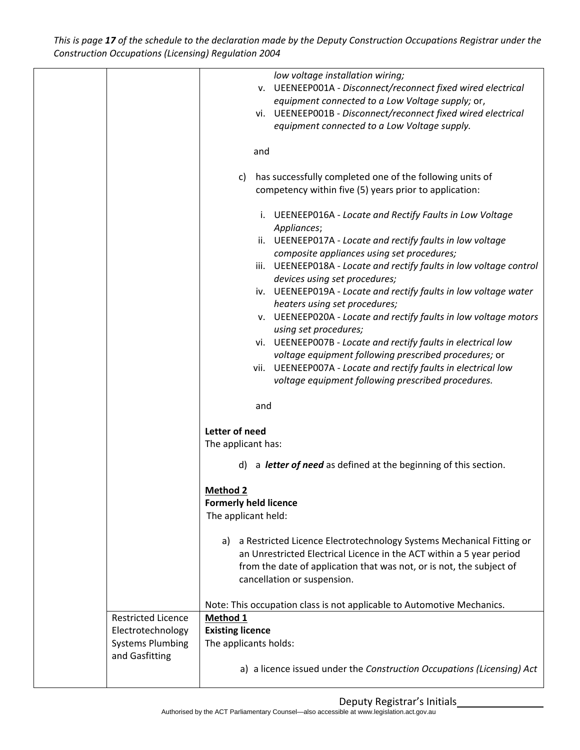| | | |
|---|---|---|
| | | *low voltage installation wiring;*<br>v. UEENEEP001A - *Disconnect/reconnect fixed wired electrical equipment connected to a Low Voltage supply;* or,<br>vi. UEENEEP001B - *Disconnect/reconnect fixed wired electrical equipment connected to a Low Voltage supply.*<br><br>and<br><br>c) has successfully completed one of the following units of competency within five (5) years prior to application:<br><br>i. UEENEEP016A - *Locate and Rectify Faults in Low Voltage Appliances*;<br>ii. UEENEEP017A - *Locate and rectify faults in low voltage composite appliances using set procedures;*<br>iii. UEENEEP018A - *Locate and rectify faults in low voltage control devices using set procedures;*<br>iv. UEENEEP019A - *Locate and rectify faults in low voltage water heaters using set procedures;*<br>v. UEENEEP020A - *Locate and rectify faults in low voltage motors using set procedures;*<br>vi. UEENEEP007B - *Locate and rectify faults in electrical low voltage equipment following prescribed procedures;* or<br>vii. UEENEEP007A - *Locate and rectify faults in electrical low voltage equipment following prescribed procedures.*<br><br>and<br><br>**Letter of need**<br>The applicant has:<br><br>d) a ***letter of need*** as defined at the beginning of this section.<br><br>**Method 2**<br>**Formerly held licence**<br>The applicant held:<br><br>a) a Restricted Licence Electrotechnology Systems Mechanical Fitting or an Unrestricted Electrical Licence in the ACT within a 5 year period from the date of application that was not, or is not, the subject of cancellation or suspension.<br><br>Note: This occupation class is not applicable to Automotive Mechanics. |
| | Restricted Licence Electrotechnology Systems Plumbing and Gasfitting | **Method 1**<br>**Existing licence**<br>The applicants holds:<br><br>a) a licence issued under the *Construction Occupations (Licensing) Act* |

Deputy Registrar's Initials________________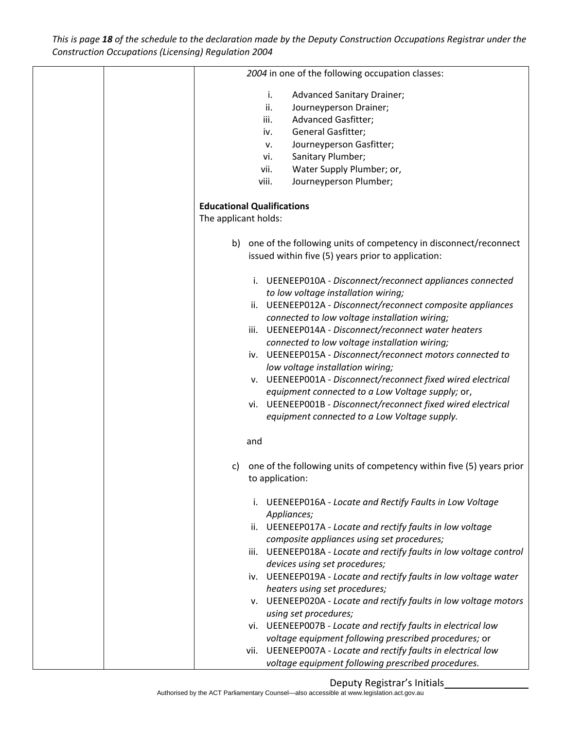| | | *2004* in one of the following occupation classes:<br><br>i. Advanced Sanitary Drainer;<br>ii. Journeyperson Drainer;<br>iii. Advanced Gasfitter;<br>iv. General Gasfitter;<br>v. Journeyperson Gasfitter;<br>vi. Sanitary Plumber;<br>vii. Water Supply Plumber; or,<br>viii. Journeyperson Plumber;<br><br>**Educational Qualifications**<br>The applicant holds:<br><br>b) one of the following units of competency in disconnect/reconnect issued within five (5) years prior to application:<br><br>i. UEENEEP010A - *Disconnect/reconnect appliances connected to low voltage installation wiring;*<br>ii. UEENEEP012A - *Disconnect/reconnect composite appliances connected to low voltage installation wiring;*<br>iii. UEENEEP014A - *Disconnect/reconnect water heaters connected to low voltage installation wiring;*<br>iv. UEENEEP015A - *Disconnect/reconnect motors connected to low voltage installation wiring;*<br>v. UEENEEP001A - *Disconnect/reconnect fixed wired electrical equipment connected to a Low Voltage supply;* or,<br>vi. UEENEEP001B - *Disconnect/reconnect fixed wired electrical equipment connected to a Low Voltage supply.*<br><br>and<br><br>c) one of the following units of competency within five (5) years prior to application:<br><br>i. UEENEEP016A - *Locate and Rectify Faults in Low Voltage Appliances;*<br>ii. UEENEEP017A - *Locate and rectify faults in low voltage composite appliances using set procedures;*<br>iii. UEENEEP018A - *Locate and rectify faults in low voltage control devices using set procedures;*<br>iv. UEENEEP019A - *Locate and rectify faults in low voltage water heaters using set procedures;*<br>v. UEENEEP020A - *Locate and rectify faults in low voltage motors using set procedures;*<br>vi. UEENEEP007B - *Locate and rectify faults in electrical low voltage equipment following prescribed procedures;* or<br>vii. UEENEEP007A - *Locate and rectify faults in electrical low voltage equipment following prescribed procedures.* |
|---|---|---|

Deputy Registrar's Initials________________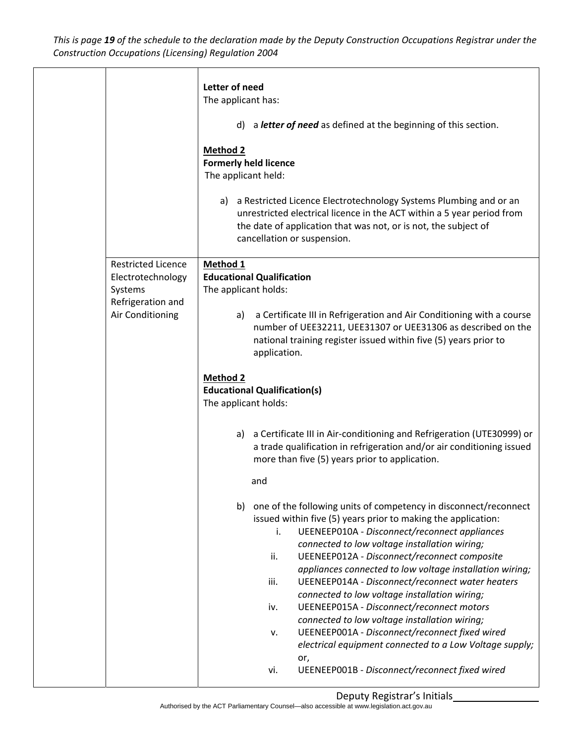| | | |
|---|---|---|
| | | **Letter of need**<br>The applicant has:<br><br>d) a ***letter of need*** as defined at the beginning of this section.<br><br>**<u>Method 2</u>**<br>**Formerly held licence**<br>The applicant held:<br><br>a) a Restricted Licence Electrotechnology Systems Plumbing and or an unrestricted electrical licence in the ACT within a 5 year period from the date of application that was not, or is not, the subject of cancellation or suspension. |
| | Restricted Licence Electrotechnology Systems Refrigeration and Air Conditioning | **<u>Method 1</u>**<br>**Educational Qualification**<br>The applicant holds:<br><br>a) a Certificate III in Refrigeration and Air Conditioning with a course number of UEE32211, UEE31307 or UEE31306 as described on the national training register issued within five (5) years prior to application.<br><br>**<u>Method 2</u>**<br>**Educational Qualification(s)**<br>The applicant holds:<br><br>a) a Certificate III in Air-conditioning and Refrigeration (UTE30999) or a trade qualification in refrigeration and/or air conditioning issued more than five (5) years prior to application.<br><br>and<br><br>b) one of the following units of competency in disconnect/reconnect issued within five (5) years prior to making the application:<br>i. UEENEEP010A - *Disconnect/reconnect appliances connected to low voltage installation wiring;*<br>ii. UEENEEP012A - *Disconnect/reconnect composite appliances connected to low voltage installation wiring;*<br>iii. UEENEEP014A - *Disconnect/reconnect water heaters connected to low voltage installation wiring;*<br>iv. UEENEEP015A - *Disconnect/reconnect motors connected to low voltage installation wiring;*<br>v. UEENEEP001A - *Disconnect/reconnect fixed wired electrical equipment connected to a Low Voltage supply;* or,<br>vi. UEENEEP001B - *Disconnect/reconnect fixed wired* |

Deputy Registrar's Initials________________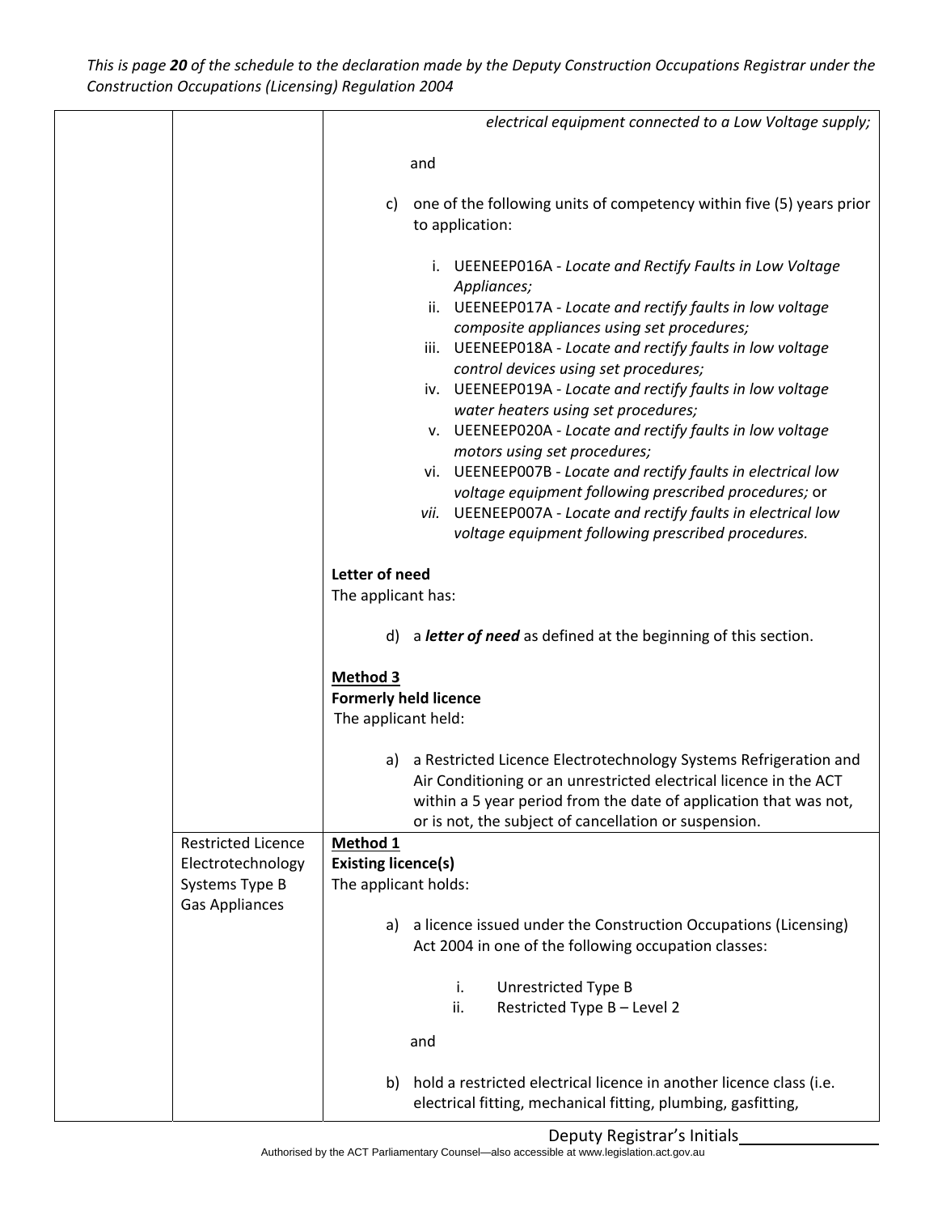This is page **20** of the schedule to the declaration made by the Deputy Construction Occupations Registrar under the Construction Occupations (Licensing) Regulation 2004

| | | |
|---|---|---|
| | | *electrical equipment connected to a Low Voltage supply;*<br><br>and<br><br>c) one of the following units of competency within five (5) years prior to application:<br><br>i. UEENEEP016A - *Locate and Rectify Faults in Low Voltage Appliances;*<br>ii. UEENEEP017A - *Locate and rectify faults in low voltage composite appliances using set procedures;*<br>iii. UEENEEP018A - *Locate and rectify faults in low voltage control devices using set procedures;*<br>iv. UEENEEP019A - *Locate and rectify faults in low voltage water heaters using set procedures;*<br>v. UEENEEP020A - *Locate and rectify faults in low voltage motors using set procedures;*<br>vi. UEENEEP007B - *Locate and rectify faults in electrical low voltage equipment following prescribed procedures;* or<br>*vii.* UEENEEP007A - *Locate and rectify faults in electrical low voltage equipment following prescribed procedures.*<br><br>**Letter of need**<br>The applicant has:<br><br>d) a ***letter of need*** as defined at the beginning of this section.<br><br>**<u>Method 3</u>**<br>**Formerly held licence**<br>The applicant held:<br><br>a) a Restricted Licence Electrotechnology Systems Refrigeration and Air Conditioning or an unrestricted electrical licence in the ACT within a 5 year period from the date of application that was not, or is not, the subject of cancellation or suspension. |
| | Restricted Licence Electrotechnology Systems Type B Gas Appliances | **<u>Method 1</u>**<br>**Existing licence(s)**<br>The applicant holds:<br><br>a) a licence issued under the Construction Occupations (Licensing) Act 2004 in one of the following occupation classes:<br><br>i. Unrestricted Type B<br>ii. Restricted Type B – Level 2<br><br>and<br><br>b) hold a restricted electrical licence in another licence class (i.e. electrical fitting, mechanical fitting, plumbing, gasfitting, |

Deputy Registrar's Initials________________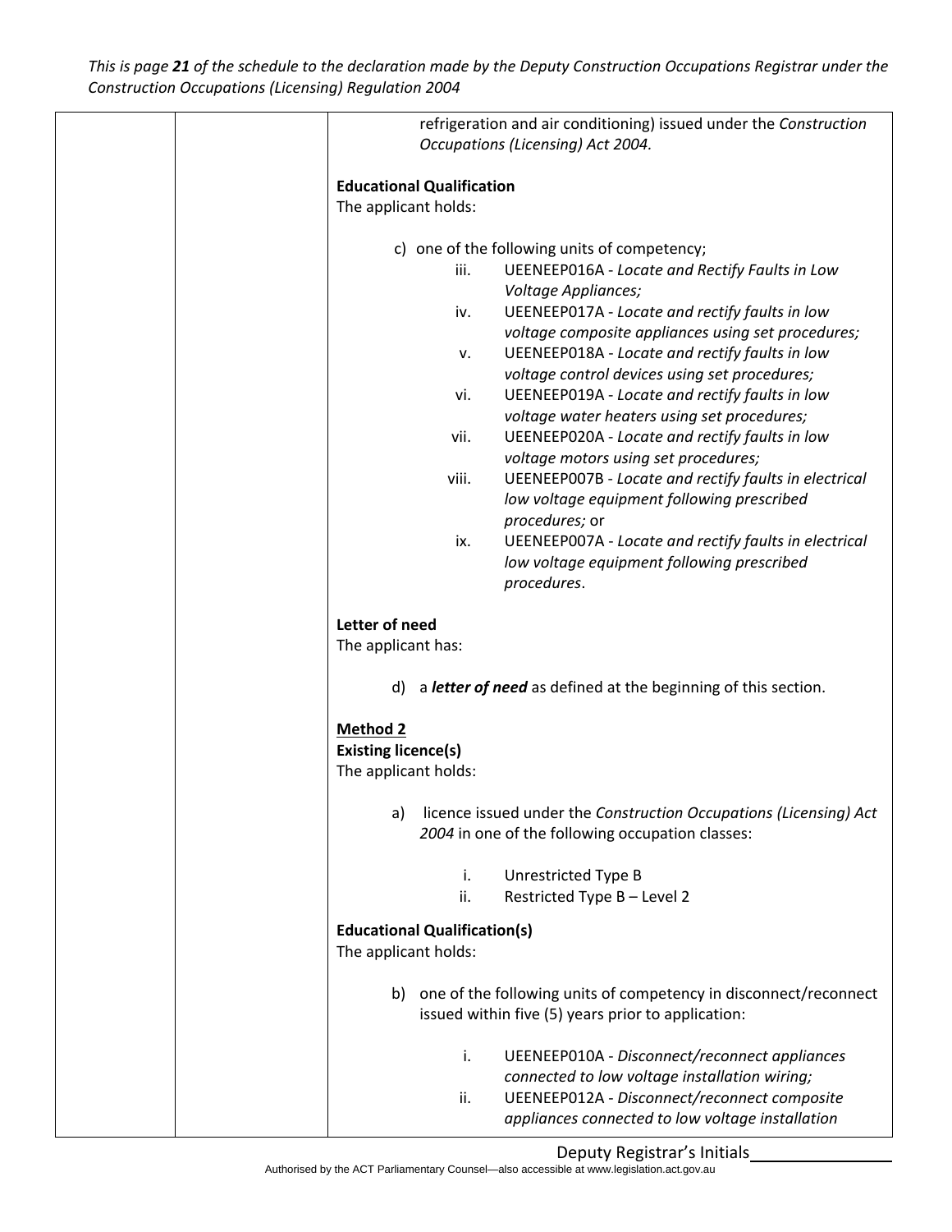| | | refrigeration and air conditioning) issued under the *Construction Occupations (Licensing) Act 2004.*<br><br>**Educational Qualification**<br>The applicant holds:<br><br>c) one of the following units of competency;<br>iii. UEENEEP016A - *Locate and Rectify Faults in Low Voltage Appliances;*<br>iv. UEENEEP017A - *Locate and rectify faults in low voltage composite appliances using set procedures;*<br>v. UEENEEP018A - *Locate and rectify faults in low voltage control devices using set procedures;*<br>vi. UEENEEP019A - *Locate and rectify faults in low voltage water heaters using set procedures;*<br>vii. UEENEEP020A - *Locate and rectify faults in low voltage motors using set procedures;*<br>viii. UEENEEP007B - *Locate and rectify faults in electrical low voltage equipment following prescribed procedures;* or<br>ix. UEENEEP007A - *Locate and rectify faults in electrical low voltage equipment following prescribed procedures*.<br><br>**Letter of need**<br>The applicant has:<br><br>d) a ***letter of need*** as defined at the beginning of this section.<br><br>**Method 2**<br>**Existing licence(s)**<br>The applicant holds:<br><br>a) licence issued under the *Construction Occupations (Licensing) Act 2004* in one of the following occupation classes:<br><br>i. Unrestricted Type B<br>ii. Restricted Type B – Level 2<br><br>**Educational Qualification(s)**<br>The applicant holds:<br><br>b) one of the following units of competency in disconnect/reconnect issued within five (5) years prior to application:<br><br>i. UEENEEP010A - *Disconnect/reconnect appliances connected to low voltage installation wiring;*<br>ii. UEENEEP012A - *Disconnect/reconnect composite appliances connected to low voltage installation* |
|---|---|---|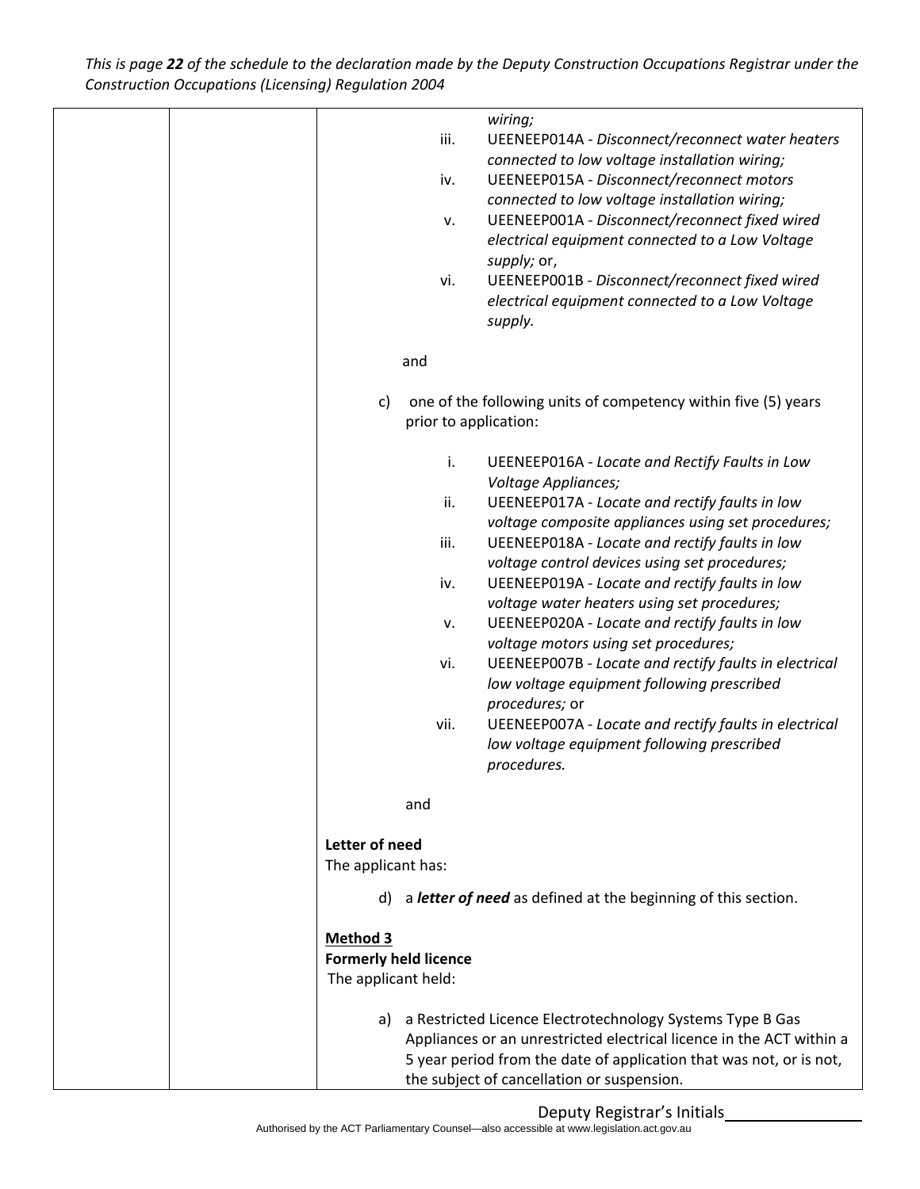| | | *wiring;* |
|---|---|---|
| | | iii. UEENEEP014A - *Disconnect/reconnect water heaters connected to low voltage installation wiring;* |
| | | iv. UEENEEP015A - *Disconnect/reconnect motors connected to low voltage installation wiring;* |
| | | v. UEENEEP001A - *Disconnect/reconnect fixed wired electrical equipment connected to a Low Voltage supply;* or, |
| | | vi. UEENEEP001B - *Disconnect/reconnect fixed wired electrical equipment connected to a Low Voltage supply.* |
| | | and |
| | | c) one of the following units of competency within five (5) years prior to application: |
| | | i. UEENEEP016A - *Locate and Rectify Faults in Low Voltage Appliances;* |
| | | ii. UEENEEP017A - *Locate and rectify faults in low voltage composite appliances using set procedures;* |
| | | iii. UEENEEP018A - *Locate and rectify faults in low voltage control devices using set procedures;* |
| | | iv. UEENEEP019A - *Locate and rectify faults in low voltage water heaters using set procedures;* |
| | | v. UEENEEP020A - *Locate and rectify faults in low voltage motors using set procedures;* |
| | | vi. UEENEEP007B - *Locate and rectify faults in electrical low voltage equipment following prescribed procedures;* or |
| | | vii. UEENEEP007A - *Locate and rectify faults in electrical low voltage equipment following prescribed procedures.* |
| | | and |
| | | **Letter of need** The applicant has: |
| | | d) a ***letter of need*** as defined at the beginning of this section. |
| | | **<u>Method 3</u>** **Formerly held licence** The applicant held: |
| | | a) a Restricted Licence Electrotechnology Systems Type B Gas Appliances or an unrestricted electrical licence in the ACT within a 5 year period from the date of application that was not, or is not, the subject of cancellation or suspension. |

Deputy Registrar's Initials_______________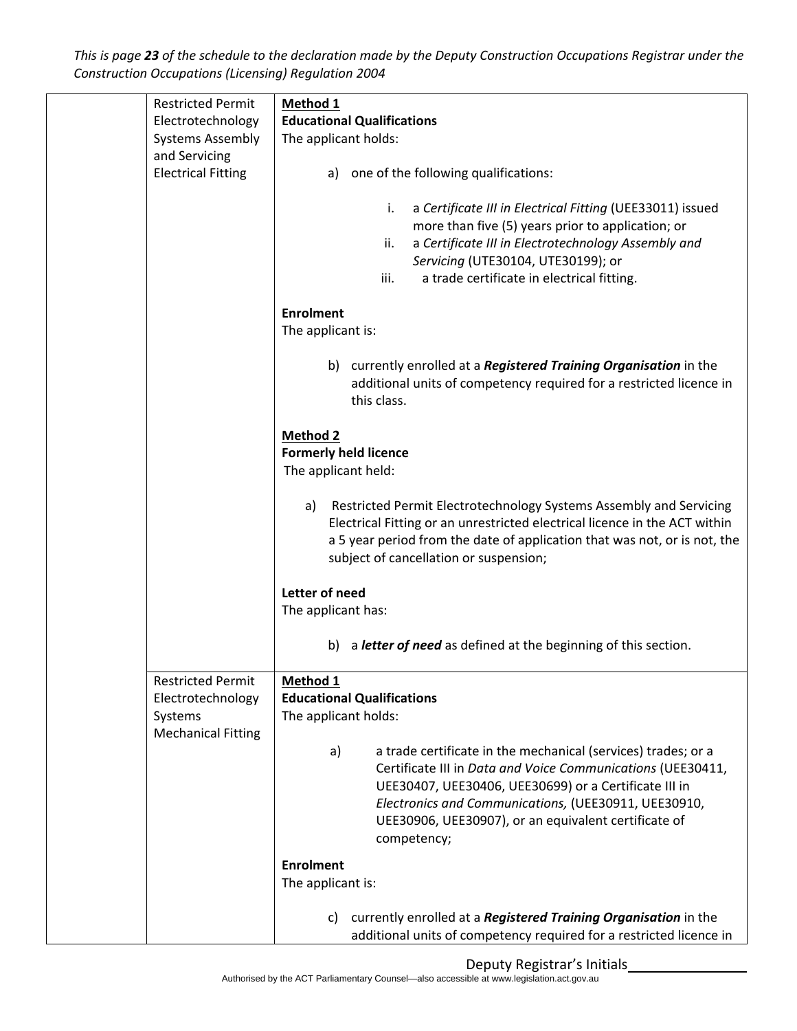| | | |
|---|---|---|
| | Restricted Permit Electrotechnology Systems Assembly and Servicing Electrical Fitting | **Method 1**<br>**Educational Qualifications**<br>The applicant holds:<br><br>a) one of the following qualifications:<br><br>i. a *Certificate III in Electrical Fitting* (UEE33011) issued more than five (5) years prior to application; or<br>ii. a *Certificate III in Electrotechnology Assembly and Servicing* (UTE30104, UTE30199); or<br>iii. a trade certificate in electrical fitting.<br><br>**Enrolment**<br>The applicant is:<br><br>b) currently enrolled at a ***Registered Training Organisation*** in the additional units of competency required for a restricted licence in this class.<br><br>**Method 2**<br>**Formerly held licence**<br>The applicant held:<br><br>a) Restricted Permit Electrotechnology Systems Assembly and Servicing Electrical Fitting or an unrestricted electrical licence in the ACT within a 5 year period from the date of application that was not, or is not, the subject of cancellation or suspension;<br><br>**Letter of need**<br>The applicant has:<br><br>b) a ***letter of need*** as defined at the beginning of this section. |
| | Restricted Permit Electrotechnology Systems Mechanical Fitting | **Method 1**<br>**Educational Qualifications**<br>The applicant holds:<br><br>a) a trade certificate in the mechanical (services) trades; or a Certificate III in *Data and Voice Communications* (UEE30411, UEE30407, UEE30406, UEE30699) or a Certificate III in *Electronics and Communications,* (UEE30911, UEE30910, UEE30906, UEE30907), or an equivalent certificate of competency;<br><br>**Enrolment**<br>The applicant is:<br><br>c) currently enrolled at a ***Registered Training Organisation*** in the additional units of competency required for a restricted licence in |

Deputy Registrar's Initials________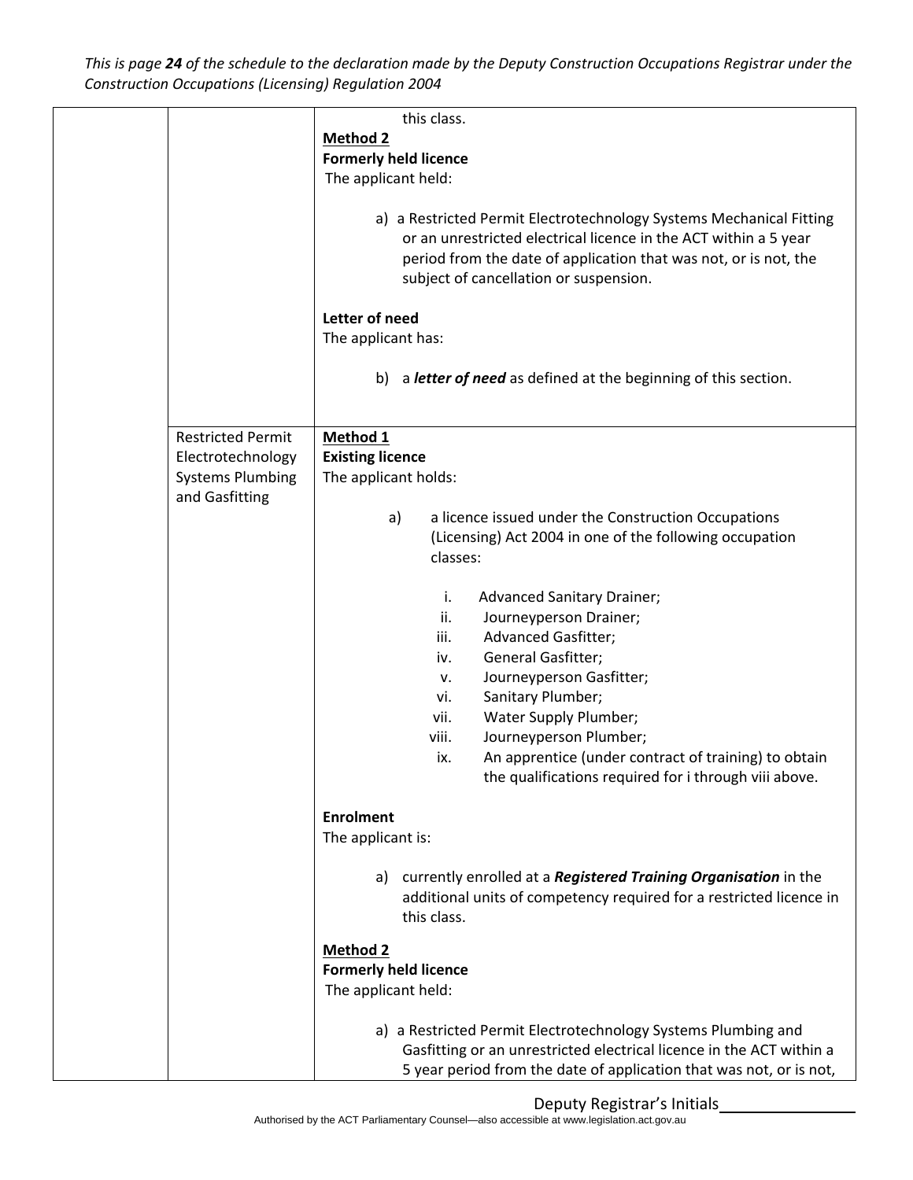| | | this class.<br>**<u>Method 2</u>**<br>**Formerly held licence**<br>The applicant held:<br><br>a) a Restricted Permit Electrotechnology Systems Mechanical Fitting or an unrestricted electrical licence in the ACT within a 5 year period from the date of application that was not, or is not, the subject of cancellation or suspension.<br><br>**Letter of need**<br>The applicant has:<br><br>b) a ***letter of need*** as defined at the beginning of this section. |
|---|---|---|
| | Restricted Permit Electrotechnology Systems Plumbing and Gasfitting | **<u>Method 1</u>**<br>**Existing licence**<br>The applicant holds:<br><br>a) a licence issued under the Construction Occupations (Licensing) Act 2004 in one of the following occupation classes:<br><br>i. Advanced Sanitary Drainer;<br>ii. Journeyperson Drainer;<br>iii. Advanced Gasfitter;<br>iv. General Gasfitter;<br>v. Journeyperson Gasfitter;<br>vi. Sanitary Plumber;<br>vii. Water Supply Plumber;<br>viii. Journeyperson Plumber;<br>ix. An apprentice (under contract of training) to obtain the qualifications required for i through viii above.<br><br>**Enrolment**<br>The applicant is:<br><br>a) currently enrolled at a ***Registered Training Organisation*** in the additional units of competency required for a restricted licence in this class.<br><br>**<u>Method 2</u>**<br>**Formerly held licence**<br>The applicant held:<br><br>a) a Restricted Permit Electrotechnology Systems Plumbing and Gasfitting or an unrestricted electrical licence in the ACT within a 5 year period from the date of application that was not, or is not, |

Deputy Registrar's Initials________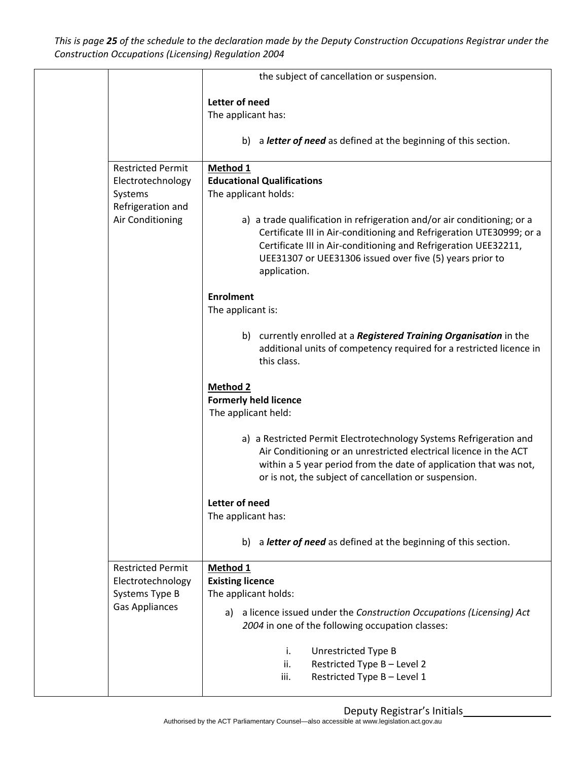| | | the subject of cancellation or suspension.<br><br>**Letter of need**<br>The applicant has:<br><br>b) a ***letter of need*** as defined at the beginning of this section. |
|---|---|---|
| | Restricted Permit Electrotechnology Systems Refrigeration and Air Conditioning | **<u>Method 1</u>**<br>**Educational Qualifications**<br>The applicant holds:<br><br>a) a trade qualification in refrigeration and/or air conditioning; or a Certificate III in Air-conditioning and Refrigeration UTE30999; or a Certificate III in Air-conditioning and Refrigeration UEE32211, UEE31307 or UEE31306 issued over five (5) years prior to application.<br><br>**Enrolment**<br>The applicant is:<br><br>b) currently enrolled at a ***Registered Training Organisation*** in the additional units of competency required for a restricted licence in this class.<br><br>**<u>Method 2</u>**<br>**Formerly held licence**<br>The applicant held:<br><br>a) a Restricted Permit Electrotechnology Systems Refrigeration and Air Conditioning or an unrestricted electrical licence in the ACT within a 5 year period from the date of application that was not, or is not, the subject of cancellation or suspension.<br><br>**Letter of need**<br>The applicant has:<br><br>b) a ***letter of need*** as defined at the beginning of this section. |
| | Restricted Permit Electrotechnology Systems Type B Gas Appliances | **<u>Method 1</u>**<br>**Existing licence**<br>The applicant holds:<br><br>a) a licence issued under the *Construction Occupations (Licensing) Act 2004* in one of the following occupation classes:<br><br>i. Unrestricted Type B<br>ii. Restricted Type B – Level 2<br>iii. Restricted Type B – Level 1 |

Deputy Registrar's Initials________________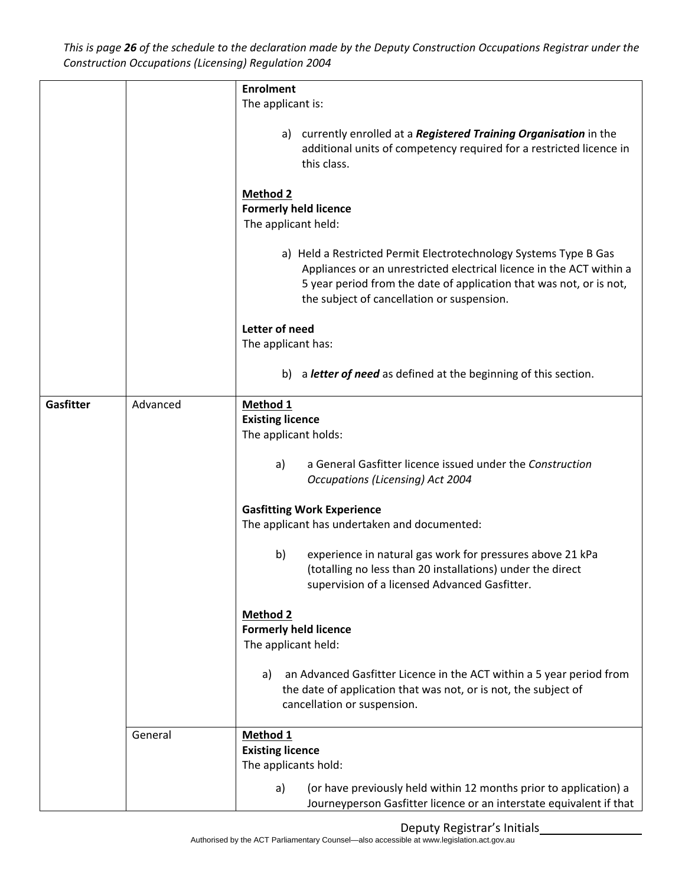| | | |
|---|---|---|
| | | **Enrolment**<br>The applicant is:<br><br>a) currently enrolled at a ***Registered Training Organisation*** in the additional units of competency required for a restricted licence in this class.<br><br>**Method 2**<br>**Formerly held licence**<br>The applicant held:<br><br>a) Held a Restricted Permit Electrotechnology Systems Type B Gas Appliances or an unrestricted electrical licence in the ACT within a 5 year period from the date of application that was not, or is not, the subject of cancellation or suspension.<br><br>**Letter of need**<br>The applicant has:<br><br>b) a ***letter of need*** as defined at the beginning of this section. |
| **Gasfitter** | Advanced | **Method 1**<br>**Existing licence**<br>The applicant holds:<br><br>a) a General Gasfitter licence issued under the *Construction Occupations (Licensing) Act 2004*<br><br>**Gasfitting Work Experience**<br>The applicant has undertaken and documented:<br><br>b) experience in natural gas work for pressures above 21 kPa (totalling no less than 20 installations) under the direct supervision of a licensed Advanced Gasfitter.<br><br>**Method 2**<br>**Formerly held licence**<br>The applicant held:<br><br>a) an Advanced Gasfitter Licence in the ACT within a 5 year period from the date of application that was not, or is not, the subject of cancellation or suspension. |
| | General | **Method 1**<br>**Existing licence**<br>The applicants hold:<br><br>a) (or have previously held within 12 months prior to application) a Journeyperson Gasfitter licence or an interstate equivalent if that |

Deputy Registrar's Initials________________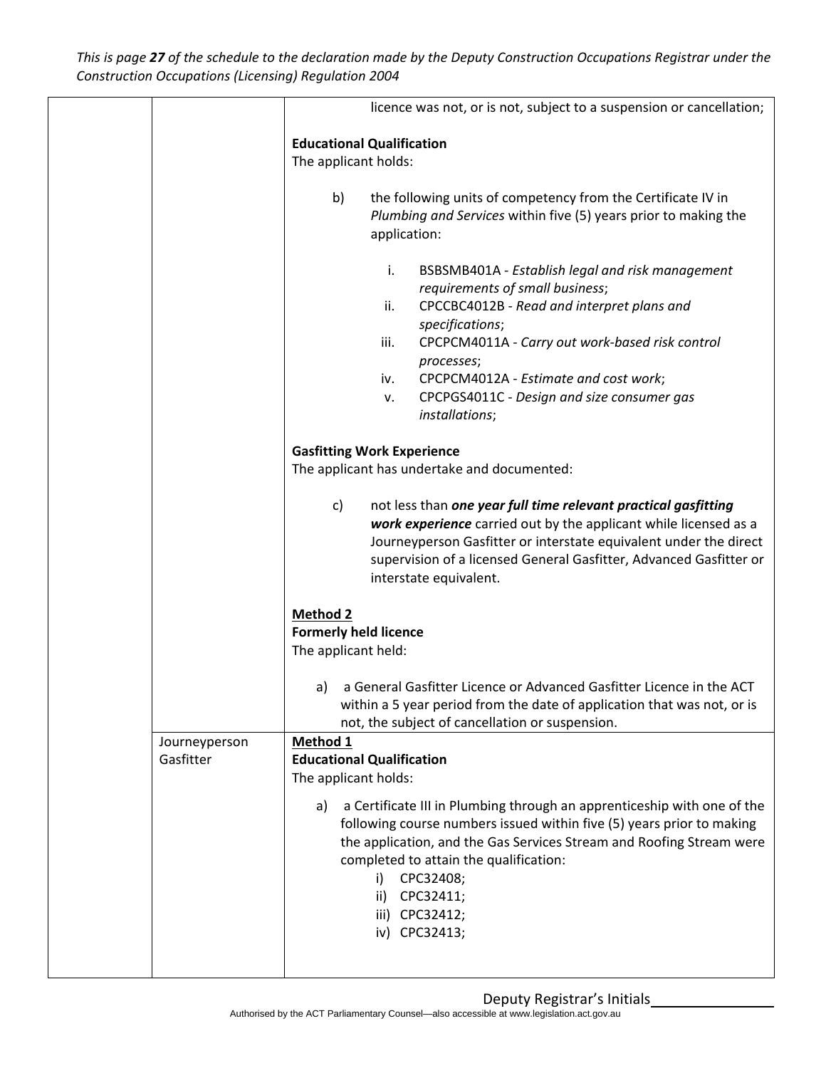| | | licence was not, or is not, subject to a suspension or cancellation;<br><br>**Educational Qualification**<br>The applicant holds:<br><br>b) the following units of competency from the Certificate IV in *Plumbing and Services* within five (5) years prior to making the application:<br><br>i. BSBSMB401A - *Establish legal and risk management requirements of small business*;<br>ii. CPCCBC4012B - *Read and interpret plans and specifications*;<br>iii. CPCPCM4011A - *Carry out work-based risk control processes*;<br>iv. CPCPCM4012A - *Estimate and cost work*;<br>v. CPCPGS4011C - *Design and size consumer gas installations*;<br><br>**Gasfitting Work Experience**<br>The applicant has undertake and documented:<br><br>c) not less than ***one year full time relevant practical gasfitting work experience*** carried out by the applicant while licensed as a Journeyperson Gasfitter or interstate equivalent under the direct supervision of a licensed General Gasfitter, Advanced Gasfitter or interstate equivalent.<br><br>**<u>Method 2</u>**<br>**Formerly held licence**<br>The applicant held:<br><br>a) a General Gasfitter Licence or Advanced Gasfitter Licence in the ACT within a 5 year period from the date of application that was not, or is not, the subject of cancellation or suspension. |
|---|---|---|
| | Journeyperson Gasfitter | **<u>Method 1</u>**<br>**Educational Qualification**<br>The applicant holds:<br><br>a) a Certificate III in Plumbing through an apprenticeship with one of the following course numbers issued within five (5) years prior to making the application, and the Gas Services Stream and Roofing Stream were completed to attain the qualification:<br>i) CPC32408;<br>ii) CPC32411;<br>iii) CPC32412;<br>iv) CPC32413; |

Deputy Registrar's Initials________________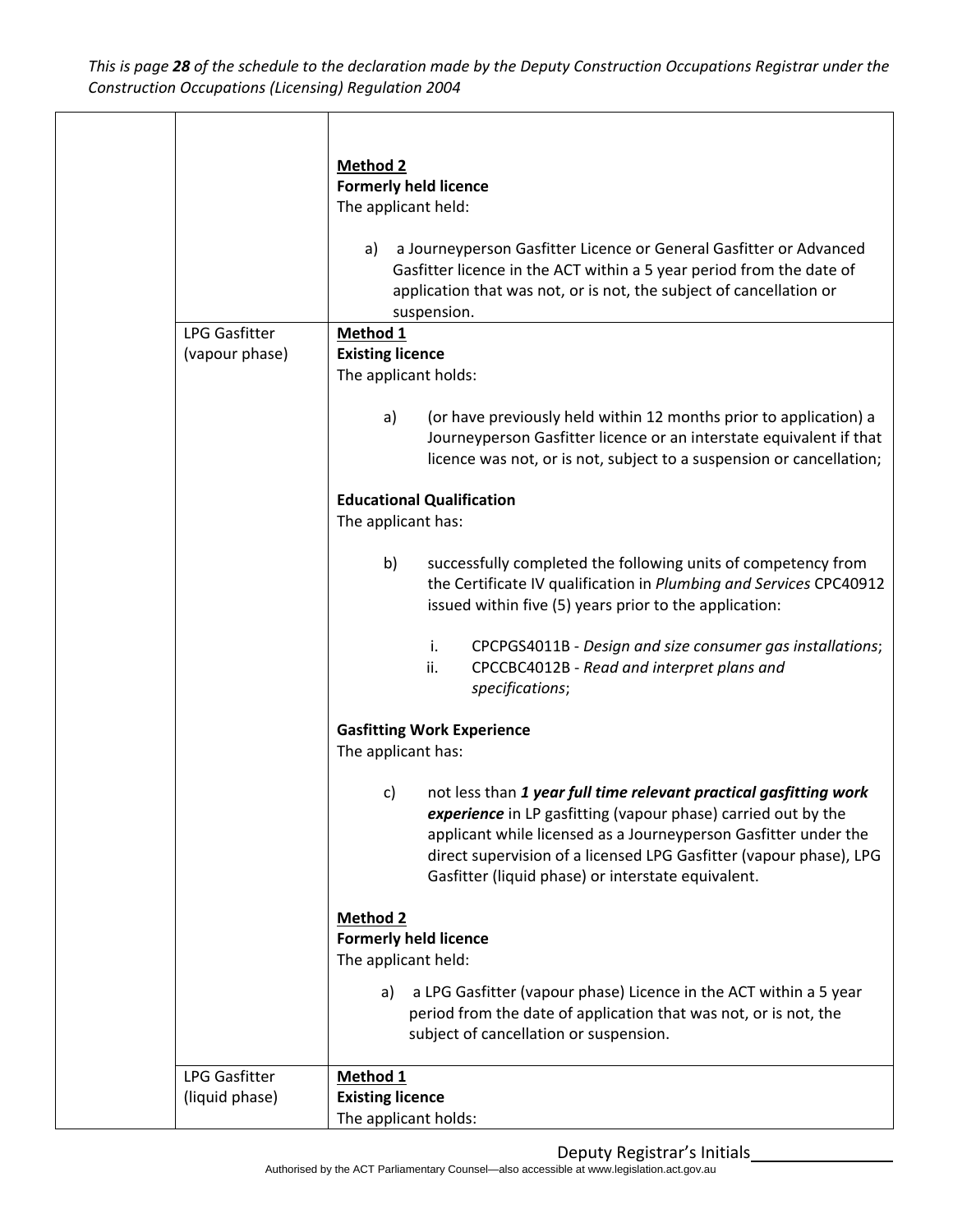| | | |
|---|---|---|
| | | **Method 2**<br>**Formerly held licence**<br>The applicant held:<br><br>a) a Journeyperson Gasfitter Licence or General Gasfitter or Advanced Gasfitter licence in the ACT within a 5 year period from the date of application that was not, or is not, the subject of cancellation or suspension. |
| | LPG Gasfitter (vapour phase) | **Method 1**<br>**Existing licence**<br>The applicant holds:<br><br>a) (or have previously held within 12 months prior to application) a Journeyperson Gasfitter licence or an interstate equivalent if that licence was not, or is not, subject to a suspension or cancellation;<br><br>**Educational Qualification**<br>The applicant has:<br><br>b) successfully completed the following units of competency from the Certificate IV qualification in *Plumbing and Services* CPC40912 issued within five (5) years prior to the application:<br><br>i. CPCPGS4011B - *Design and size consumer gas installations*;<br>ii. CPCCBC4012B - *Read and interpret plans and specifications*;<br><br>**Gasfitting Work Experience**<br>The applicant has:<br><br>c) not less than ***1 year full time relevant practical gasfitting work experience*** in LP gasfitting (vapour phase) carried out by the applicant while licensed as a Journeyperson Gasfitter under the direct supervision of a licensed LPG Gasfitter (vapour phase), LPG Gasfitter (liquid phase) or interstate equivalent.<br><br>**Method 2**<br>**Formerly held licence**<br>The applicant held:<br><br>a) a LPG Gasfitter (vapour phase) Licence in the ACT within a 5 year period from the date of application that was not, or is not, the subject of cancellation or suspension. |
| | LPG Gasfitter (liquid phase) | **Method 1**<br>**Existing licence**<br>The applicant holds: |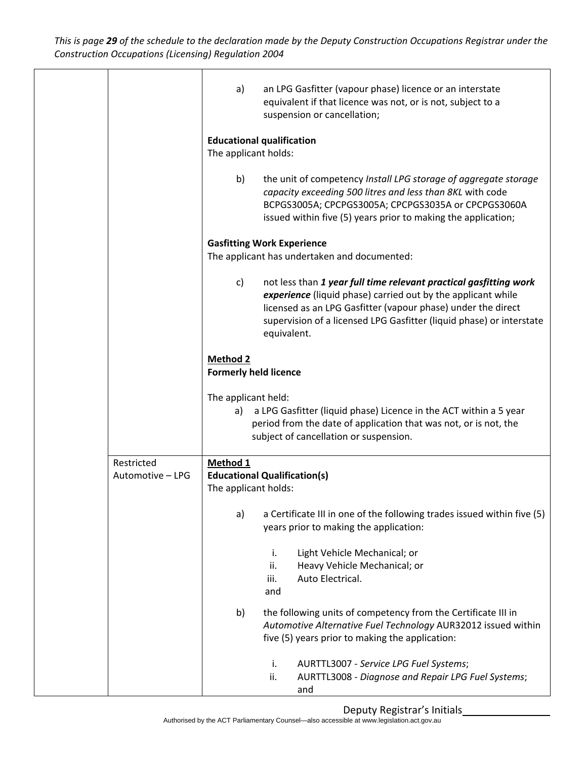| | | |
|---|---|---|
| | | a) an LPG Gasfitter (vapour phase) licence or an interstate equivalent if that licence was not, or is not, subject to a suspension or cancellation;<br><br>**Educational qualification**<br>The applicant holds:<br><br>b) the unit of competency *Install LPG storage of aggregate storage capacity exceeding 500 litres and less than 8KL* with code BCPGS3005A; CPCPGS3005A; CPCPGS3035A or CPCPGS3060A issued within five (5) years prior to making the application;<br><br>**Gasfitting Work Experience**<br>The applicant has undertaken and documented:<br><br>c) not less than ***1 year full time relevant practical gasfitting work experience*** (liquid phase) carried out by the applicant while licensed as an LPG Gasfitter (vapour phase) under the direct supervision of a licensed LPG Gasfitter (liquid phase) or interstate equivalent.<br><br>**<u>Method 2</u>**<br>**Formerly held licence**<br><br>The applicant held:<br>a) a LPG Gasfitter (liquid phase) Licence in the ACT within a 5 year period from the date of application that was not, or is not, the subject of cancellation or suspension. |
| | Restricted Automotive – LPG | **<u>Method 1</u>**<br>**Educational Qualification(s)**<br>The applicant holds:<br><br>a) a Certificate III in one of the following trades issued within five (5) years prior to making the application:<br><br>i. Light Vehicle Mechanical; or<br>ii. Heavy Vehicle Mechanical; or<br>iii. Auto Electrical.<br>and<br><br>b) the following units of competency from the Certificate III in *Automotive Alternative Fuel Technology* AUR32012 issued within five (5) years prior to making the application:<br><br>i. AURTTL3007 - *Service LPG Fuel Systems*;<br>ii. AURTTL3008 - *Diagnose and Repair LPG Fuel Systems*; and |

Deputy Registrar's Initials________________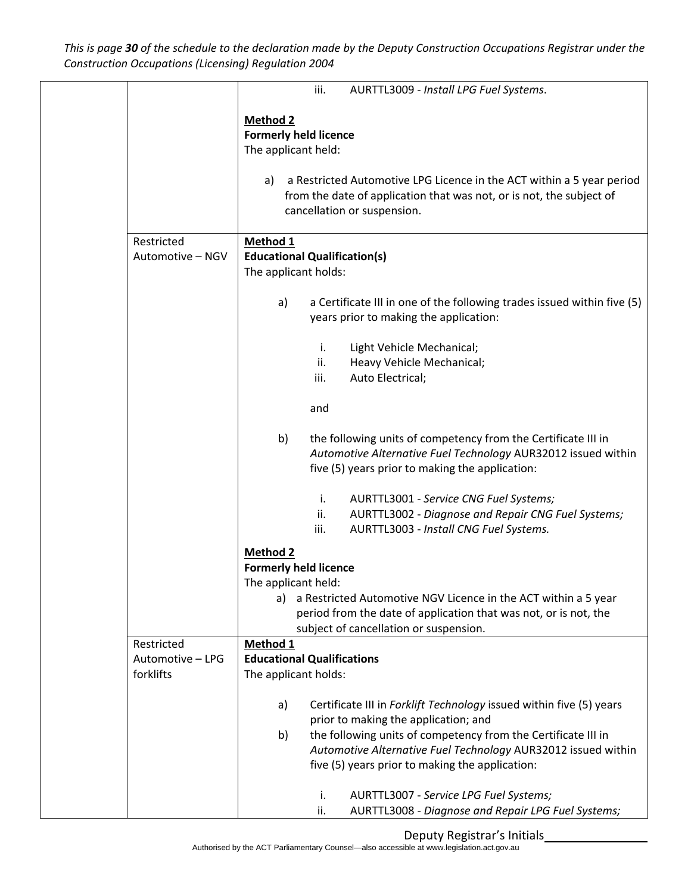| | | iii. AURTTL3009 - *Install LPG Fuel Systems*.<br><br>**<u>Method 2</u>**<br>**Formerly held licence**<br>The applicant held:<br><br>a) a Restricted Automotive LPG Licence in the ACT within a 5 year period from the date of application that was not, or is not, the subject of cancellation or suspension. |
|---|---|---|
| | Restricted Automotive – NGV | **<u>Method 1</u>**<br>**Educational Qualification(s)**<br>The applicant holds:<br><br>a) a Certificate III in one of the following trades issued within five (5) years prior to making the application:<br><br>i. Light Vehicle Mechanical;<br>ii. Heavy Vehicle Mechanical;<br>iii. Auto Electrical;<br><br>and<br><br>b) the following units of competency from the Certificate III in *Automotive Alternative Fuel Technology* AUR32012 issued within five (5) years prior to making the application:<br><br>i. AURTTL3001 - *Service CNG Fuel Systems;*<br>ii. AURTTL3002 - *Diagnose and Repair CNG Fuel Systems;*<br>iii. AURTTL3003 - *Install CNG Fuel Systems.*<br><br>**<u>Method 2</u>**<br>**Formerly held licence**<br>The applicant held:<br>a) a Restricted Automotive NGV Licence in the ACT within a 5 year period from the date of application that was not, or is not, the subject of cancellation or suspension. |
| | Restricted Automotive – LPG forklifts | **<u>Method 1</u>**<br>**Educational Qualifications**<br>The applicant holds:<br><br>a) Certificate III in *Forklift Technology* issued within five (5) years prior to making the application; and<br>b) the following units of competency from the Certificate III in *Automotive Alternative Fuel Technology* AUR32012 issued within five (5) years prior to making the application:<br><br>i. AURTTL3007 - *Service LPG Fuel Systems;*<br>ii. AURTTL3008 - *Diagnose and Repair LPG Fuel Systems;* |

Deputy Registrar's Initials________________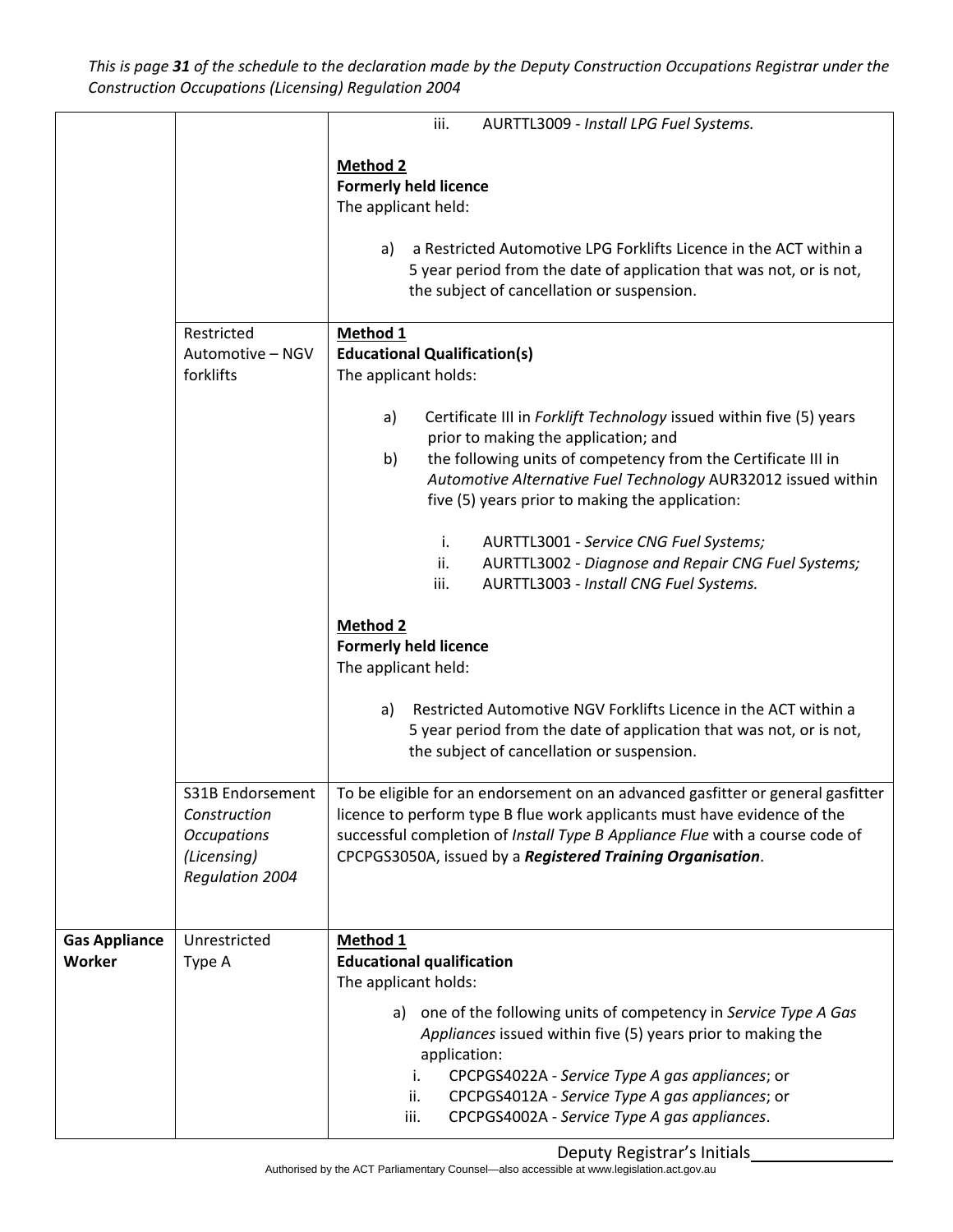| | | iii. AURTTL3009 - *Install LPG Fuel Systems.*<br><br>**Method 2**<br>**Formerly held licence**<br>The applicant held:<br><br>a) a Restricted Automotive LPG Forklifts Licence in the ACT within a 5 year period from the date of application that was not, or is not, the subject of cancellation or suspension. |
|---|---|---|
| | Restricted Automotive – NGV forklifts | **Method 1**<br>**Educational Qualification(s)**<br>The applicant holds:<br><br>a) Certificate III in *Forklift Technology* issued within five (5) years prior to making the application; and<br>b) the following units of competency from the Certificate III in *Automotive Alternative Fuel Technology* AUR32012 issued within five (5) years prior to making the application:<br><br>i. AURTTL3001 - *Service CNG Fuel Systems;*<br>ii. AURTTL3002 - *Diagnose and Repair CNG Fuel Systems;*<br>iii. AURTTL3003 - *Install CNG Fuel Systems.*<br><br>**Method 2**<br>**Formerly held licence**<br>The applicant held:<br><br>a) Restricted Automotive NGV Forklifts Licence in the ACT within a 5 year period from the date of application that was not, or is not, the subject of cancellation or suspension. |
| | S31B Endorsement *Construction Occupations (Licensing) Regulation 2004* | To be eligible for an endorsement on an advanced gasfitter or general gasfitter licence to perform type B flue work applicants must have evidence of the successful completion of *Install Type B Appliance Flue* with a course code of CPCPGS3050A, issued by a ***Registered Training Organisation***. |
| **Gas Appliance Worker** | Unrestricted Type A | **Method 1**<br>**Educational qualification**<br>The applicant holds:<br><br>a) one of the following units of competency in *Service Type A Gas Appliances* issued within five (5) years prior to making the application:<br>i. CPCPGS4022A - *Service Type A gas appliances*; or<br>ii. CPCPGS4012A - *Service Type A gas appliances*; or<br>iii. CPCPGS4002A - *Service Type A gas appliances*. |

Deputy Registrar's Initials________________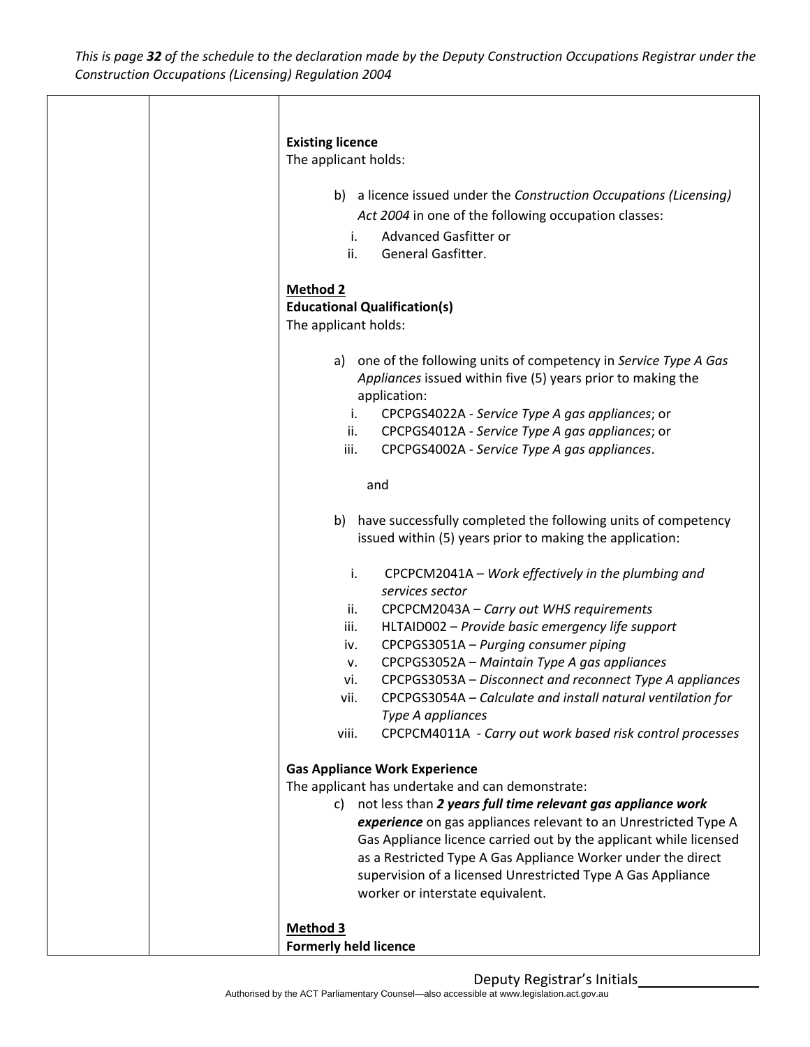**Existing licence**
The applicant holds:

b) a licence issued under the *Construction Occupations (Licensing) Act 2004* in one of the following occupation classes:
   i. Advanced Gasfitter or
   ii. General Gasfitter.

**Method 2**
**Educational Qualification(s)**
The applicant holds:

a) one of the following units of competency in *Service Type A Gas Appliances* issued within five (5) years prior to making the application:
   i. CPCPGS4022A - *Service Type A gas appliances*; or
   ii. CPCPGS4012A - *Service Type A gas appliances*; or
   iii. CPCPGS4002A - *Service Type A gas appliances*.

and

b) have successfully completed the following units of competency issued within (5) years prior to making the application:

   i. CPCPCM2041A – *Work effectively in the plumbing and services sector*
   ii. CPCPCM2043A – *Carry out WHS requirements*
   iii. HLTAID002 – *Provide basic emergency life support*
   iv. CPCPGS3051A – *Purging consumer piping*
   v. CPCPGS3052A – *Maintain Type A gas appliances*
   vi. CPCPGS3053A – *Disconnect and reconnect Type A appliances*
   vii. CPCPGS3054A – *Calculate and install natural ventilation for Type A appliances*
   viii. CPCPCM4011A - *Carry out work based risk control processes*

**Gas Appliance Work Experience**
The applicant has undertake and can demonstrate:

c) not less than ***2 years full time relevant gas appliance work experience*** on gas appliances relevant to an Unrestricted Type A Gas Appliance licence carried out by the applicant while licensed as a Restricted Type A Gas Appliance Worker under the direct supervision of a licensed Unrestricted Type A Gas Appliance worker or interstate equivalent.

**Method 3**
**Formerly held licence**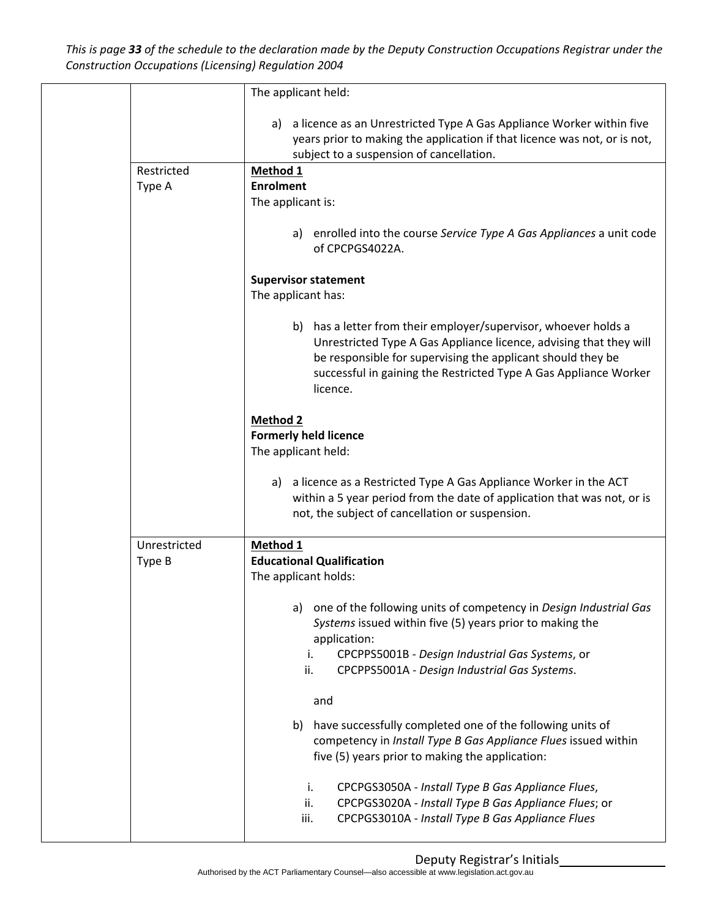| | | |
|---|---|---|
| | | The applicant held:<br><br>a) a licence as an Unrestricted Type A Gas Appliance Worker within five years prior to making the application if that licence was not, or is not, subject to a suspension of cancellation. |
| | Restricted Type A | **Method 1**<br>**Enrolment**<br>The applicant is:<br><br>a) enrolled into the course *Service Type A Gas Appliances* a unit code of CPCPGS4022A.<br><br>**Supervisor statement**<br>The applicant has:<br><br>b) has a letter from their employer/supervisor, whoever holds a Unrestricted Type A Gas Appliance licence, advising that they will be responsible for supervising the applicant should they be successful in gaining the Restricted Type A Gas Appliance Worker licence.<br><br>**Method 2**<br>**Formerly held licence**<br>The applicant held:<br><br>a) a licence as a Restricted Type A Gas Appliance Worker in the ACT within a 5 year period from the date of application that was not, or is not, the subject of cancellation or suspension. |
| | Unrestricted Type B | **Method 1**<br>**Educational Qualification**<br>The applicant holds:<br><br>a) one of the following units of competency in *Design Industrial Gas Systems* issued within five (5) years prior to making the application:<br>i. CPCPPS5001B - *Design Industrial Gas Systems*, or<br>ii. CPCPPS5001A - *Design Industrial Gas Systems*.<br><br>and<br><br>b) have successfully completed one of the following units of competency in *Install Type B Gas Appliance Flues* issued within five (5) years prior to making the application:<br><br>i. CPCPGS3050A - *Install Type B Gas Appliance Flues*,<br>ii. CPCPGS3020A - *Install Type B Gas Appliance Flues*; or<br>iii. CPCPGS3010A - *Install Type B Gas Appliance Flues* |

Deputy Registrar's Initials\_\_\_\_\_\_\_\_\_\_\_\_\_\_\_\_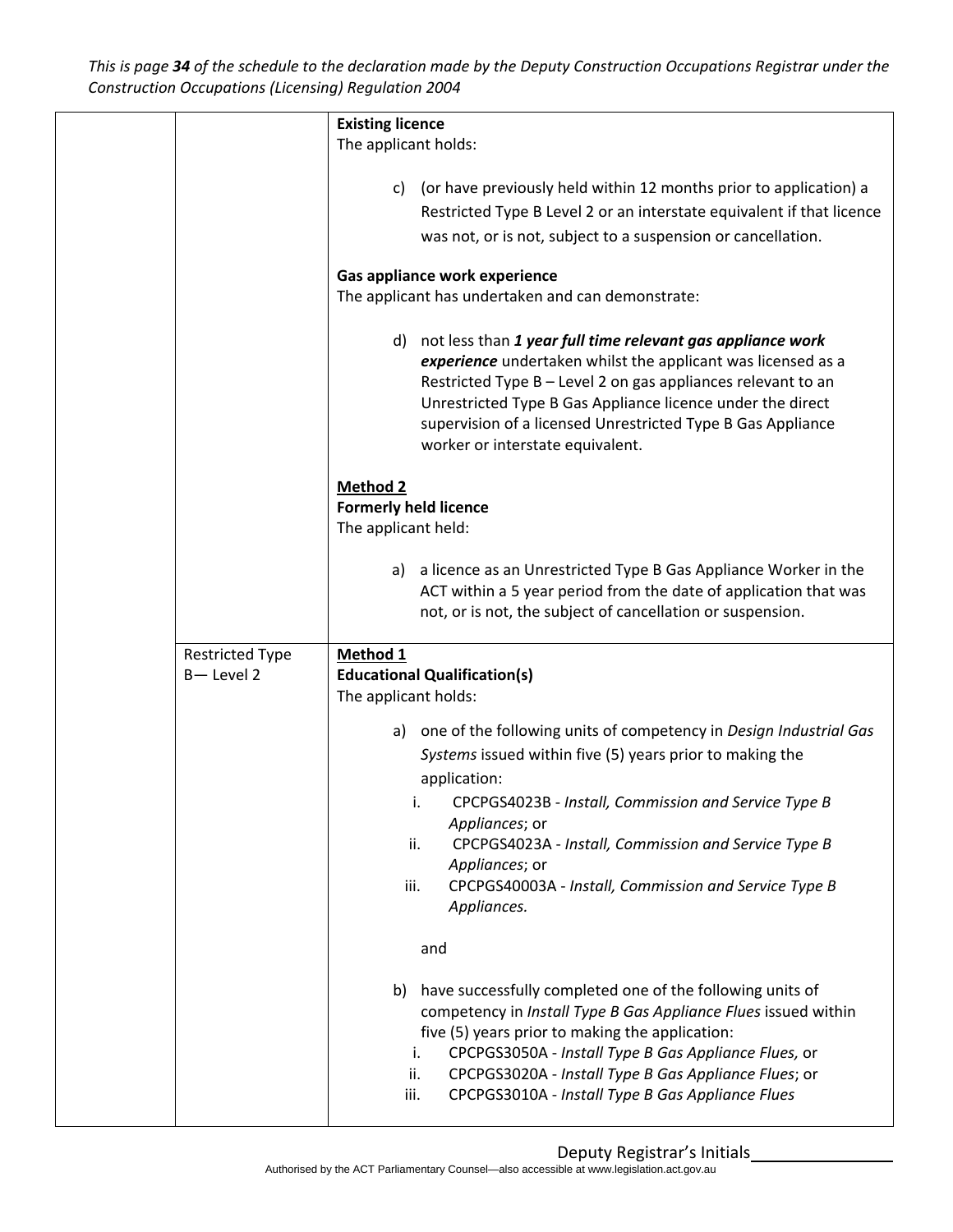This is page **34** of the schedule to the declaration made by the Deputy Construction Occupations Registrar under the Construction Occupations (Licensing) Regulation 2004

| | | |
|---|---|---|
| | | **Existing licence**<br>The applicant holds:<br><br>c) (or have previously held within 12 months prior to application) a Restricted Type B Level 2 or an interstate equivalent if that licence was not, or is not, subject to a suspension or cancellation.<br><br>**Gas appliance work experience**<br>The applicant has undertaken and can demonstrate:<br><br>d) not less than ***1 year full time relevant gas appliance work experience*** undertaken whilst the applicant was licensed as a Restricted Type B – Level 2 on gas appliances relevant to an Unrestricted Type B Gas Appliance licence under the direct supervision of a licensed Unrestricted Type B Gas Appliance worker or interstate equivalent.<br><br>**Method 2**<br>**Formerly held licence**<br>The applicant held:<br><br>a) a licence as an Unrestricted Type B Gas Appliance Worker in the ACT within a 5 year period from the date of application that was not, or is not, the subject of cancellation or suspension. |
| | Restricted Type B— Level 2 | **Method 1**<br>**Educational Qualification(s)**<br>The applicant holds:<br><br>a) one of the following units of competency in *Design Industrial Gas Systems* issued within five (5) years prior to making the application:<br>i. CPCPGS4023B - *Install, Commission and Service Type B Appliances*; or<br>ii. CPCPGS4023A - *Install, Commission and Service Type B Appliances*; or<br>iii. CPCPGS40003A - *Install, Commission and Service Type B Appliances.*<br><br>and<br><br>b) have successfully completed one of the following units of competency in *Install Type B Gas Appliance Flues* issued within five (5) years prior to making the application:<br>i. CPCPGS3050A - *Install Type B Gas Appliance Flues,* or<br>ii. CPCPGS3020A - *Install Type B Gas Appliance Flues*; or<br>iii. CPCPGS3010A - *Install Type B Gas Appliance Flues* |

Deputy Registrar's Initials________________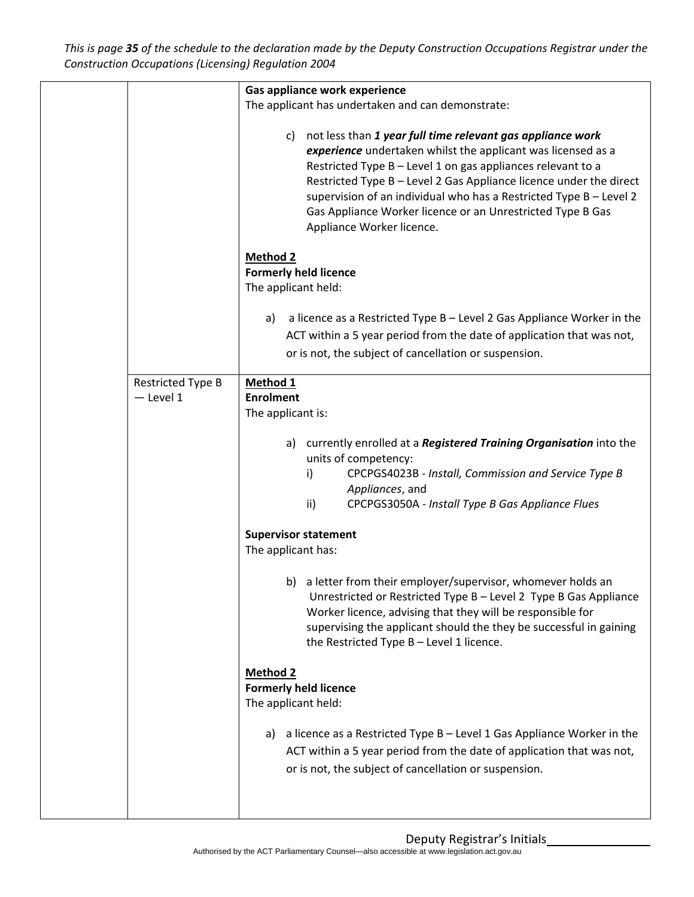This is page **35** of the schedule to the declaration made by the Deputy Construction Occupations Registrar under the Construction Occupations (Licensing) Regulation 2004

| | | |
|---|---|---|
| | | **Gas appliance work experience**<br>The applicant has undertaken and can demonstrate:<br><br>c) not less than ***1 year full time relevant gas appliance work experience*** undertaken whilst the applicant was licensed as a Restricted Type B – Level 1 on gas appliances relevant to a Restricted Type B – Level 2 Gas Appliance licence under the direct supervision of an individual who has a Restricted Type B – Level 2 Gas Appliance Worker licence or an Unrestricted Type B Gas Appliance Worker licence.<br><br>**Method 2**<br>**Formerly held licence**<br>The applicant held:<br><br>a) a licence as a Restricted Type B – Level 2 Gas Appliance Worker in the ACT within a 5 year period from the date of application that was not, or is not, the subject of cancellation or suspension. |
| | Restricted Type B — Level 1 | **Method 1**<br>**Enrolment**<br>The applicant is:<br><br>a) currently enrolled at a ***Registered Training Organisation*** into the units of competency:<br>i) CPCPGS4023B - *Install, Commission and Service Type B Appliances*, and<br>ii) CPCPGS3050A - *Install Type B Gas Appliance Flues*<br><br>**Supervisor statement**<br>The applicant has:<br><br>b) a letter from their employer/supervisor, whomever holds an Unrestricted or Restricted Type B – Level 2 Type B Gas Appliance Worker licence, advising that they will be responsible for supervising the applicant should the they be successful in gaining the Restricted Type B – Level 1 licence.<br><br>**Method 2**<br>**Formerly held licence**<br>The applicant held:<br><br>a) a licence as a Restricted Type B – Level 1 Gas Appliance Worker in the ACT within a 5 year period from the date of application that was not, or is not, the subject of cancellation or suspension. |

Deputy Registrar's Initials________________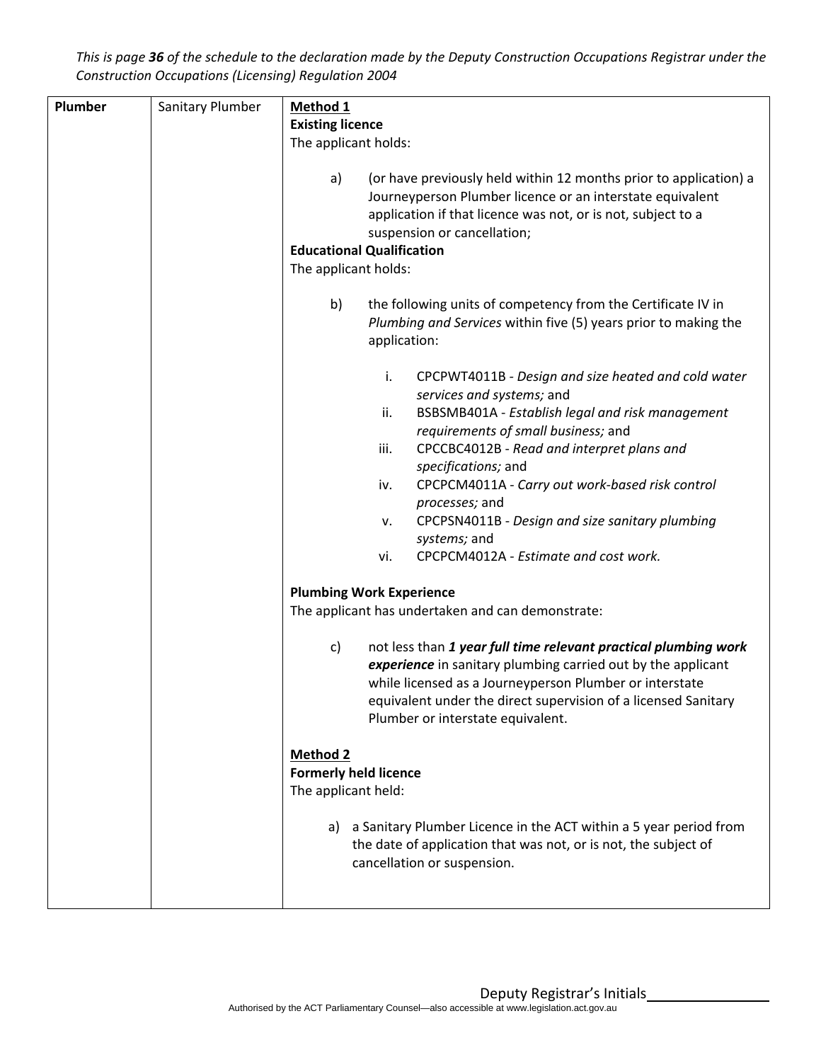*This is page **36** of the schedule to the declaration made by the Deputy Construction Occupations Registrar under the Construction Occupations (Licensing) Regulation 2004*

| | | |
|---|---|---|
| **Plumber** | Sanitary Plumber | **<u>Method 1</u>**<br>**Existing licence**<br>The applicant holds:<br><br>a) (or have previously held within 12 months prior to application) a Journeyperson Plumber licence or an interstate equivalent application if that licence was not, or is not, subject to a suspension or cancellation;<br>**Educational Qualification**<br>The applicant holds:<br><br>b) the following units of competency from the Certificate IV in *Plumbing and Services* within five (5) years prior to making the application:<br><br>i. CPCPWT4011B - *Design and size heated and cold water services and systems;* and<br>ii. BSBSMB401A - *Establish legal and risk management requirements of small business;* and<br>iii. CPCCBC4012B - *Read and interpret plans and specifications;* and<br>iv. CPCPCM4011A - *Carry out work-based risk control processes;* and<br>v. CPCPSN4011B - *Design and size sanitary plumbing systems;* and<br>vi. CPCPCM4012A - *Estimate and cost work.*<br><br>**Plumbing Work Experience**<br>The applicant has undertaken and can demonstrate:<br><br>c) not less than ***1 year full time relevant practical plumbing work experience*** in sanitary plumbing carried out by the applicant while licensed as a Journeyperson Plumber or interstate equivalent under the direct supervision of a licensed Sanitary Plumber or interstate equivalent.<br><br>**<u>Method 2</u>**<br>**Formerly held licence**<br>The applicant held:<br><br>a) a Sanitary Plumber Licence in the ACT within a 5 year period from the date of application that was not, or is not, the subject of cancellation or suspension. |

Deputy Registrar's Initials_______________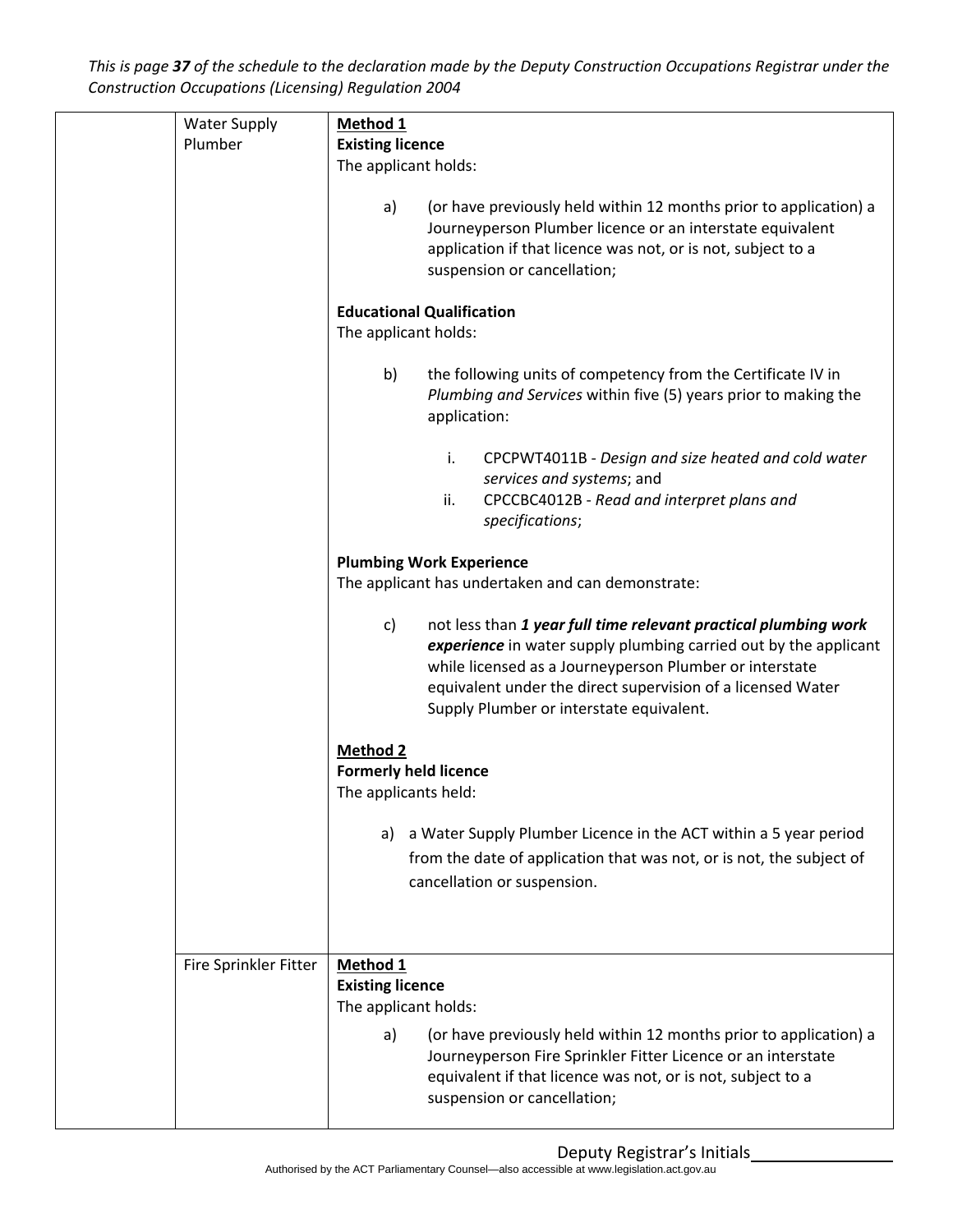| | | |
|---|---|---|
| | Water Supply Plumber | **Method 1**<br>**Existing licence**<br>The applicant holds:<br><br>a) (or have previously held within 12 months prior to application) a Journeyperson Plumber licence or an interstate equivalent application if that licence was not, or is not, subject to a suspension or cancellation;<br><br>**Educational Qualification**<br>The applicant holds:<br><br>b) the following units of competency from the Certificate IV in *Plumbing and Services* within five (5) years prior to making the application:<br><br>i. CPCPWT4011B - *Design and size heated and cold water services and systems*; and<br>ii. CPCCBC4012B - *Read and interpret plans and specifications*;<br><br>**Plumbing Work Experience**<br>The applicant has undertaken and can demonstrate:<br><br>c) not less than ***1 year full time relevant practical plumbing work experience*** in water supply plumbing carried out by the applicant while licensed as a Journeyperson Plumber or interstate equivalent under the direct supervision of a licensed Water Supply Plumber or interstate equivalent.<br><br>**Method 2**<br>**Formerly held licence**<br>The applicants held:<br><br>a) a Water Supply Plumber Licence in the ACT within a 5 year period from the date of application that was not, or is not, the subject of cancellation or suspension. |
| | Fire Sprinkler Fitter | **Method 1**<br>**Existing licence**<br>The applicant holds:<br><br>a) (or have previously held within 12 months prior to application) a Journeyperson Fire Sprinkler Fitter Licence or an interstate equivalent if that licence was not, or is not, subject to a suspension or cancellation; |

Deputy Registrar's Initials________________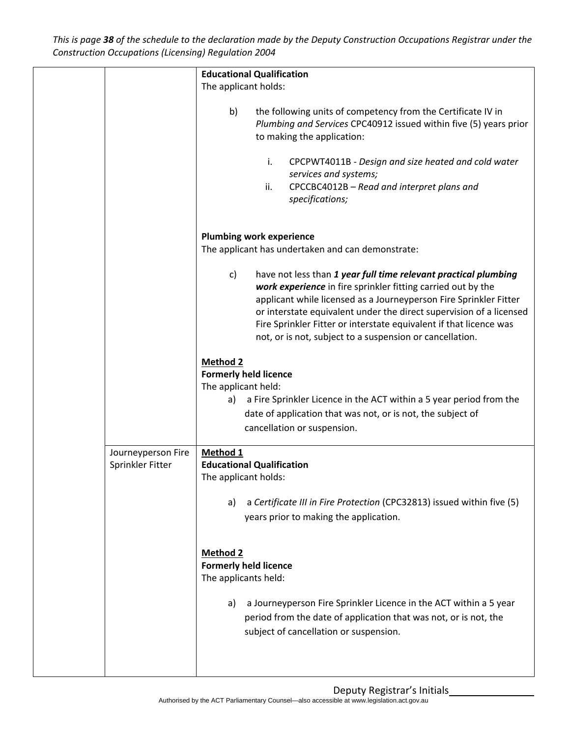| | | |
|---|---|---|
| | | **Educational Qualification**<br>The applicant holds:<br><br>b) the following units of competency from the Certificate IV in *Plumbing and Services* CPC40912 issued within five (5) years prior to making the application:<br><br>i. CPCPWT4011B - *Design and size heated and cold water services and systems;*<br>ii. CPCCBC4012B – *Read and interpret plans and specifications;*<br><br>**Plumbing work experience**<br>The applicant has undertaken and can demonstrate:<br><br>c) have not less than ***1 year full time relevant practical plumbing work experience*** in fire sprinkler fitting carried out by the applicant while licensed as a Journeyperson Fire Sprinkler Fitter or interstate equivalent under the direct supervision of a licensed Fire Sprinkler Fitter or interstate equivalent if that licence was not, or is not, subject to a suspension or cancellation.<br><br>**Method 2**<br>**Formerly held licence**<br>The applicant held:<br>a) a Fire Sprinkler Licence in the ACT within a 5 year period from the date of application that was not, or is not, the subject of cancellation or suspension. |
| | Journeyperson Fire Sprinkler Fitter | **Method 1**<br>**Educational Qualification**<br>The applicant holds:<br><br>a) a *Certificate III in Fire Protection* (CPC32813) issued within five (5) years prior to making the application.<br><br>**Method 2**<br>**Formerly held licence**<br>The applicants held:<br><br>a) a Journeyperson Fire Sprinkler Licence in the ACT within a 5 year period from the date of application that was not, or is not, the subject of cancellation or suspension. |

Deputy Registrar's Initials________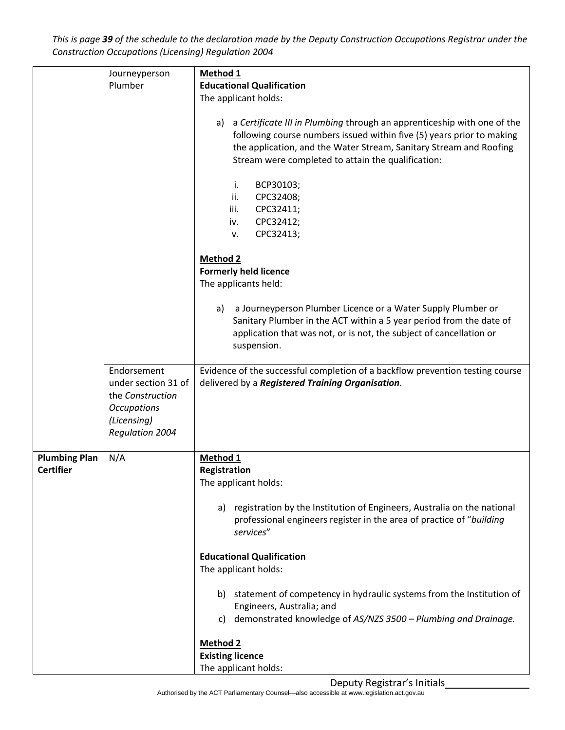| | Journeyperson Plumber | **Method 1**<br>**Educational Qualification**<br>The applicant holds:<br><br>a) a *Certificate III in Plumbing* through an apprenticeship with one of the following course numbers issued within five (5) years prior to making the application, and the Water Stream, Sanitary Stream and Roofing Stream were completed to attain the qualification:<br><br>i. BCP30103;<br>ii. CPC32408;<br>iii. CPC32411;<br>iv. CPC32412;<br>v. CPC32413;<br><br>**Method 2**<br>**Formerly held licence**<br>The applicants held:<br><br>a) a Journeyperson Plumber Licence or a Water Supply Plumber or Sanitary Plumber in the ACT within a 5 year period from the date of application that was not, or is not, the subject of cancellation or suspension. |
|---|---|---|
| | Endorsement under section 31 of the *Construction Occupations (Licensing) Regulation 2004* | Evidence of the successful completion of a backflow prevention testing course delivered by a ***Registered Training Organisation***. |
| **Plumbing Plan Certifier** | N/A | **Method 1**<br>**Registration**<br>The applicant holds:<br><br>a) registration by the Institution of Engineers, Australia on the national professional engineers register in the area of practice of "*building services*"<br><br>**Educational Qualification**<br>The applicant holds:<br><br>b) statement of competency in hydraulic systems from the Institution of Engineers, Australia; and<br>c) demonstrated knowledge of *AS/NZS 3500 – Plumbing and Drainage.*<br><br>**Method 2**<br>**Existing licence**<br>The applicant holds: |

Deputy Registrar's Initials________________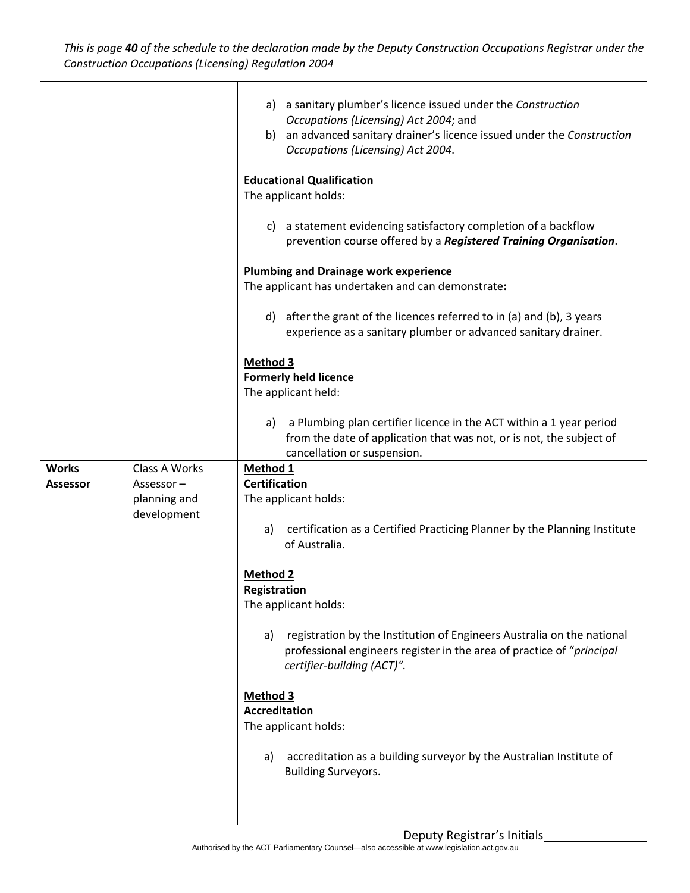This is page **40** of the schedule to the declaration made by the Deputy Construction Occupations Registrar under the Construction Occupations (Licensing) Regulation 2004

| | | |
|---|---|---|
| | | a) a sanitary plumber's licence issued under the *Construction Occupations (Licensing) Act 2004*; and<br>b) an advanced sanitary drainer's licence issued under the *Construction Occupations (Licensing) Act 2004*.<br><br>**Educational Qualification**<br>The applicant holds:<br><br>c) a statement evidencing satisfactory completion of a backflow prevention course offered by a ***Registered Training Organisation***.<br><br>**Plumbing and Drainage work experience**<br>The applicant has undertaken and can demonstrate**:**<br><br>d) after the grant of the licences referred to in (a) and (b), 3 years experience as a sanitary plumber or advanced sanitary drainer.<br><br>**Method 3**<br>**Formerly held licence**<br>The applicant held:<br><br>a) a Plumbing plan certifier licence in the ACT within a 1 year period from the date of application that was not, or is not, the subject of cancellation or suspension. |
| **Works Assessor** | Class A Works Assessor – planning and development | **Method 1**<br>**Certification**<br>The applicant holds:<br><br>a) certification as a Certified Practicing Planner by the Planning Institute of Australia.<br><br>**Method 2**<br>**Registration**<br>The applicant holds:<br><br>a) registration by the Institution of Engineers Australia on the national professional engineers register in the area of practice of "*principal certifier-building (ACT)"*.<br><br>**Method 3**<br>**Accreditation**<br>The applicant holds:<br><br>a) accreditation as a building surveyor by the Australian Institute of Building Surveyors. |

Deputy Registrar's Initials\_\_\_\_\_\_\_\_\_\_\_\_\_\_\_\_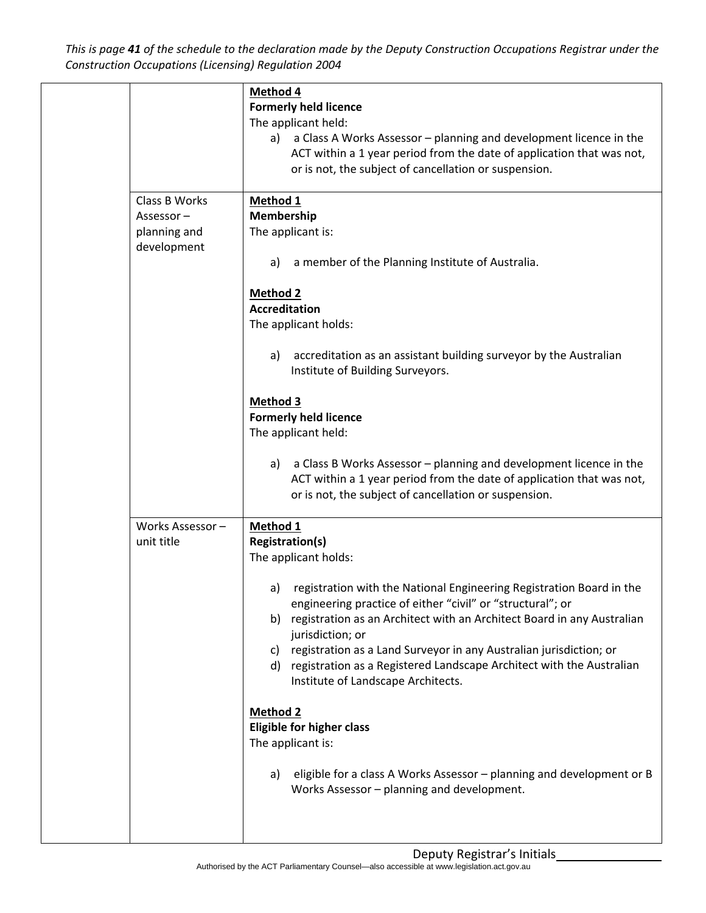*This is page **41** of the schedule to the declaration made by the Deputy Construction Occupations Registrar under the Construction Occupations (Licensing) Regulation 2004*

| | | |
|---|---|---|
| | | **Method 4**<br>**Formerly held licence**<br>The applicant held:<br>a) a Class A Works Assessor – planning and development licence in the ACT within a 1 year period from the date of application that was not, or is not, the subject of cancellation or suspension. |
| | Class B Works Assessor – planning and development | **Method 1**<br>**Membership**<br>The applicant is:<br>a) a member of the Planning Institute of Australia.<br><br>**Method 2**<br>**Accreditation**<br>The applicant holds:<br>a) accreditation as an assistant building surveyor by the Australian Institute of Building Surveyors.<br><br>**Method 3**<br>**Formerly held licence**<br>The applicant held:<br>a) a Class B Works Assessor – planning and development licence in the ACT within a 1 year period from the date of application that was not, or is not, the subject of cancellation or suspension. |
| | Works Assessor – unit title | **Method 1**<br>**Registration(s)**<br>The applicant holds:<br>a) registration with the National Engineering Registration Board in the engineering practice of either "civil" or "structural"; or<br>b) registration as an Architect with an Architect Board in any Australian jurisdiction; or<br>c) registration as a Land Surveyor in any Australian jurisdiction; or<br>d) registration as a Registered Landscape Architect with the Australian Institute of Landscape Architects.<br><br>**Method 2**<br>**Eligible for higher class**<br>The applicant is:<br>a) eligible for a class A Works Assessor – planning and development or B Works Assessor – planning and development. |

Deputy Registrar's Initials________________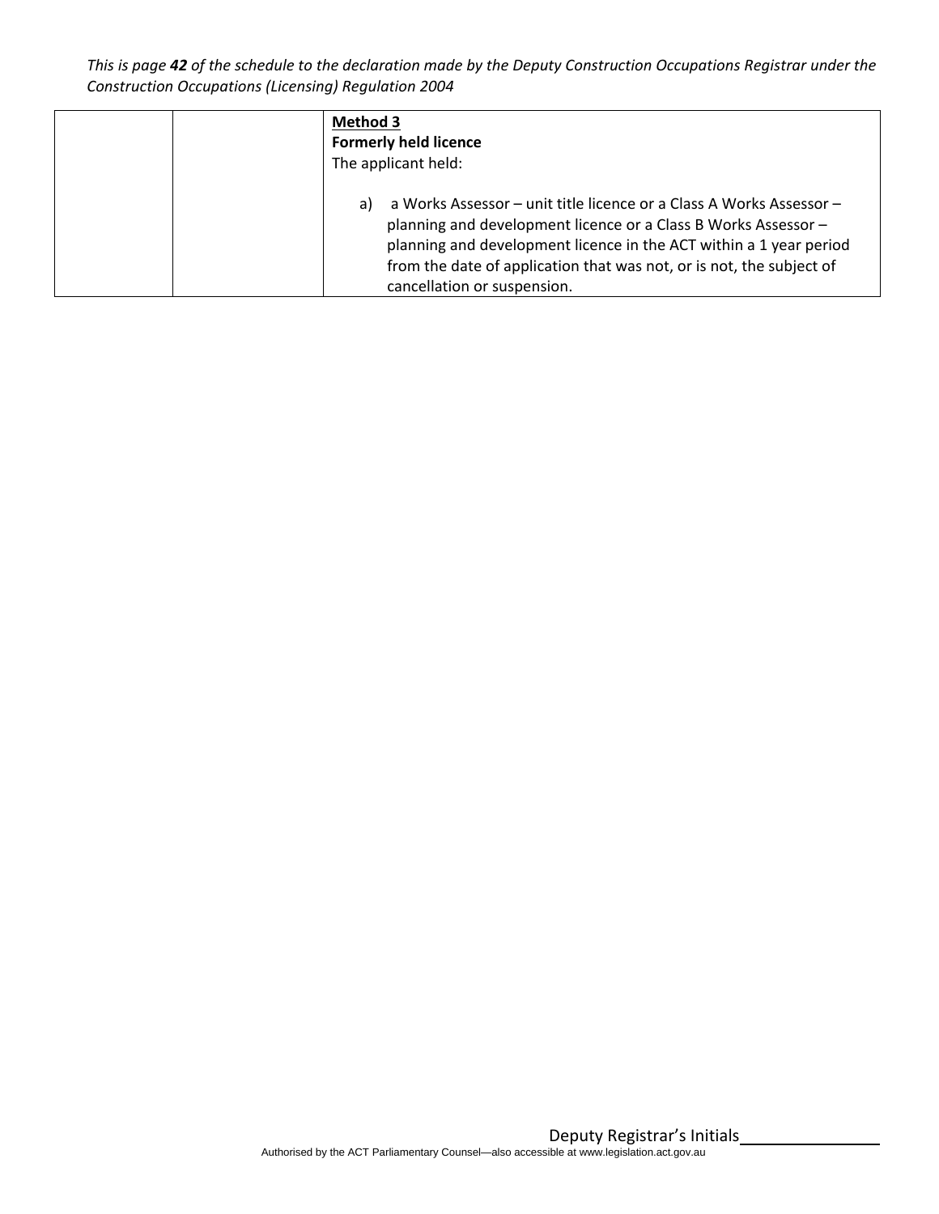| | | **Method 3**<br>**Formerly held licence**<br>The applicant held:<br><br>a) a Works Assessor – unit title licence or a Class A Works Assessor – planning and development licence or a Class B Works Assessor – planning and development licence in the ACT within a 1 year period from the date of application that was not, or is not, the subject of cancellation or suspension. |
|---|---|---|

Deputy Registrar's Initials________________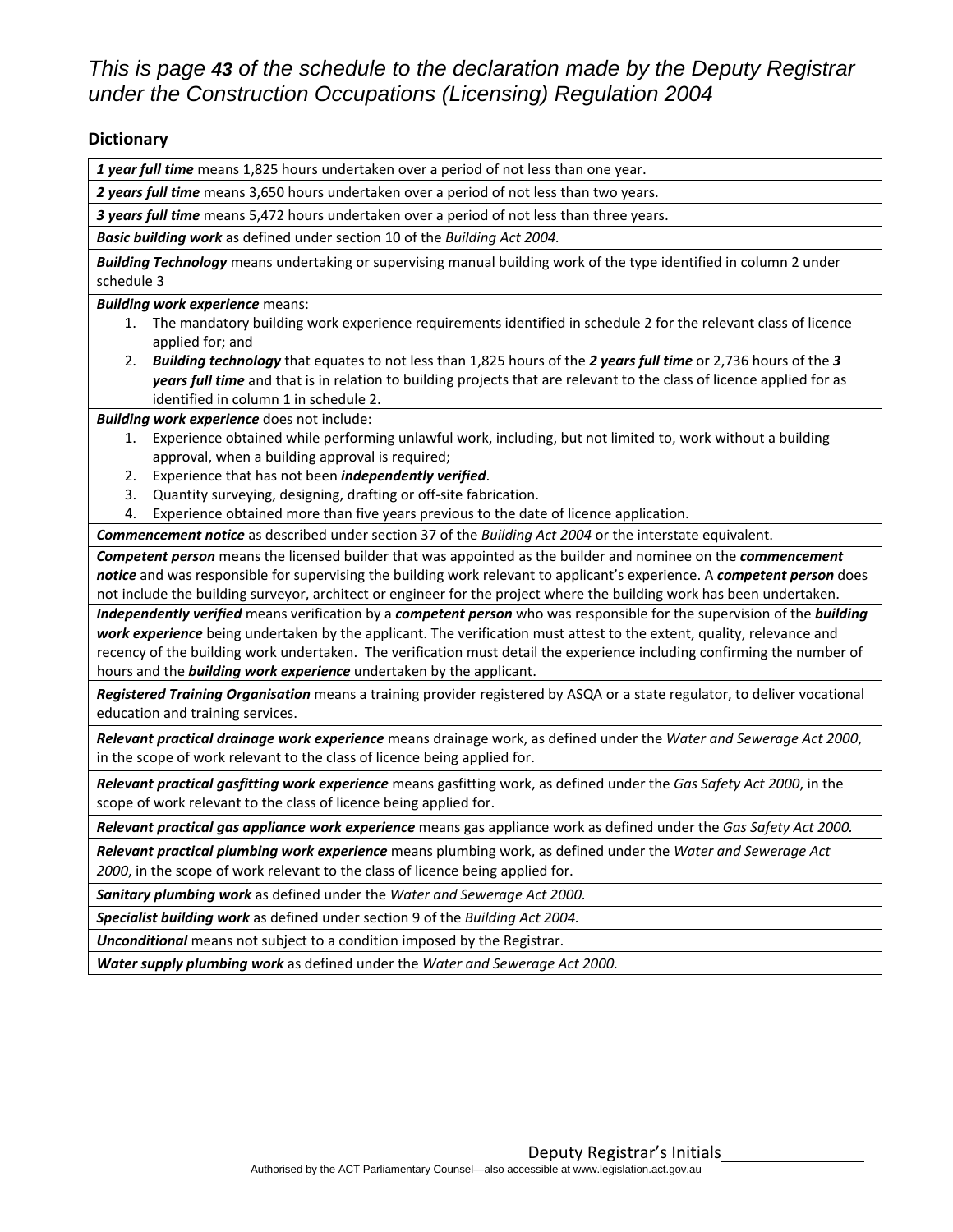*This is page **43** of the schedule to the declaration made by the Deputy Registrar under the Construction Occupations (Licensing) Regulation 2004*

## Dictionary

| |
|---|
| ***1 year full time*** means 1,825 hours undertaken over a period of not less than one year. |
| ***2 years full time*** means 3,650 hours undertaken over a period of not less than two years. |
| ***3 years full time*** means 5,472 hours undertaken over a period of not less than three years. |
| ***Basic building work*** as defined under section 10 of the *Building Act 2004.* |
| ***Building Technology*** means undertaking or supervising manual building work of the type identified in column 2 under schedule 3 |
| ***Building work experience*** means: 1. The mandatory building work experience requirements identified in schedule 2 for the relevant class of licence applied for; and 2. ***Building technology*** that equates to not less than 1,825 hours of the ***2 years full time*** or 2,736 hours of the ***3 years full time*** and that is in relation to building projects that are relevant to the class of licence applied for as identified in column 1 in schedule 2. |
| ***Building work experience*** does not include: 1. Experience obtained while performing unlawful work, including, but not limited to, work without a building approval, when a building approval is required; 2. Experience that has not been ***independently verified***. 3. Quantity surveying, designing, drafting or off-site fabrication. 4. Experience obtained more than five years previous to the date of licence application. |
| ***Commencement notice*** as described under section 37 of the *Building Act 2004* or the interstate equivalent. |
| ***Competent person*** means the licensed builder that was appointed as the builder and nominee on the ***commencement notice*** and was responsible for supervising the building work relevant to applicant's experience. A ***competent person*** does not include the building surveyor, architect or engineer for the project where the building work has been undertaken. |
| ***Independently verified*** means verification by a ***competent person*** who was responsible for the supervision of the ***building work experience*** being undertaken by the applicant. The verification must attest to the extent, quality, relevance and recency of the building work undertaken. The verification must detail the experience including confirming the number of hours and the ***building work experience*** undertaken by the applicant. |
| ***Registered Training Organisation*** means a training provider registered by ASQA or a state regulator, to deliver vocational education and training services. |
| ***Relevant practical drainage work experience*** means drainage work, as defined under the *Water and Sewerage Act 2000*, in the scope of work relevant to the class of licence being applied for. |
| ***Relevant practical gasfitting work experience*** means gasfitting work, as defined under the *Gas Safety Act 2000*, in the scope of work relevant to the class of licence being applied for. |
| ***Relevant practical gas appliance work experience*** means gas appliance work as defined under the *Gas Safety Act 2000.* |
| ***Relevant practical plumbing work experience*** means plumbing work, as defined under the *Water and Sewerage Act 2000*, in the scope of work relevant to the class of licence being applied for. |
| ***Sanitary plumbing work*** as defined under the *Water and Sewerage Act 2000.* |
| ***Specialist building work*** as defined under section 9 of the *Building Act 2004.* |
| ***Unconditional*** means not subject to a condition imposed by the Registrar. |
| ***Water supply plumbing work*** as defined under the *Water and Sewerage Act 2000.* |

Deputy Registrar's Initials\_\_\_\_\_\_\_\_\_\_\_\_\_\_\_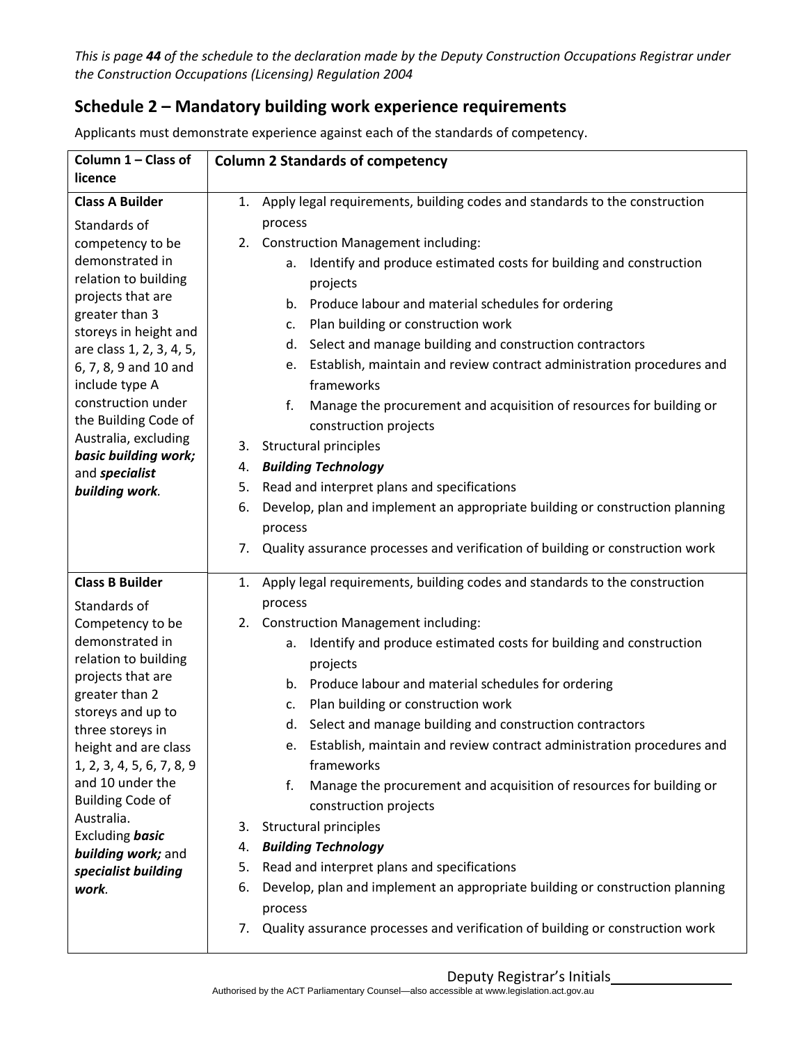*This is page **44** of the schedule to the declaration made by the Deputy Construction Occupations Registrar under the Construction Occupations (Licensing) Regulation 2004*

## Schedule 2 – Mandatory building work experience requirements

Applicants must demonstrate experience against each of the standards of competency.

| Column 1 – Class of licence | Column 2 Standards of competency |
|---|---|
| **Class A Builder**<br>Standards of competency to be demonstrated in relation to building projects that are greater than 3 storeys in height and are class 1, 2, 3, 4, 5, 6, 7, 8, 9 and 10 and include type A construction under the Building Code of Australia, excluding ***basic building work;*** and ***specialist building work***. | 1. Apply legal requirements, building codes and standards to the construction process<br>2. Construction Management including:<br>a. Identify and produce estimated costs for building and construction projects<br>b. Produce labour and material schedules for ordering<br>c. Plan building or construction work<br>d. Select and manage building and construction contractors<br>e. Establish, maintain and review contract administration procedures and frameworks<br>f. Manage the procurement and acquisition of resources for building or construction projects<br>3. Structural principles<br>4. ***Building Technology***<br>5. Read and interpret plans and specifications<br>6. Develop, plan and implement an appropriate building or construction planning process<br>7. Quality assurance processes and verification of building or construction work |
| **Class B Builder**<br>Standards of Competency to be demonstrated in relation to building projects that are greater than 2 storeys and up to three storeys in height and are class 1, 2, 3, 4, 5, 6, 7, 8, 9 and 10 under the Building Code of Australia.<br>Excluding ***basic building work;*** and ***specialist building work***. | 1. Apply legal requirements, building codes and standards to the construction process<br>2. Construction Management including:<br>a. Identify and produce estimated costs for building and construction projects<br>b. Produce labour and material schedules for ordering<br>c. Plan building or construction work<br>d. Select and manage building and construction contractors<br>e. Establish, maintain and review contract administration procedures and frameworks<br>f. Manage the procurement and acquisition of resources for building or construction projects<br>3. Structural principles<br>4. ***Building Technology***<br>5. Read and interpret plans and specifications<br>6. Develop, plan and implement an appropriate building or construction planning process<br>7. Quality assurance processes and verification of building or construction work |

Deputy Registrar's Initials\_\_\_\_\_\_\_\_\_\_\_\_\_\_\_\_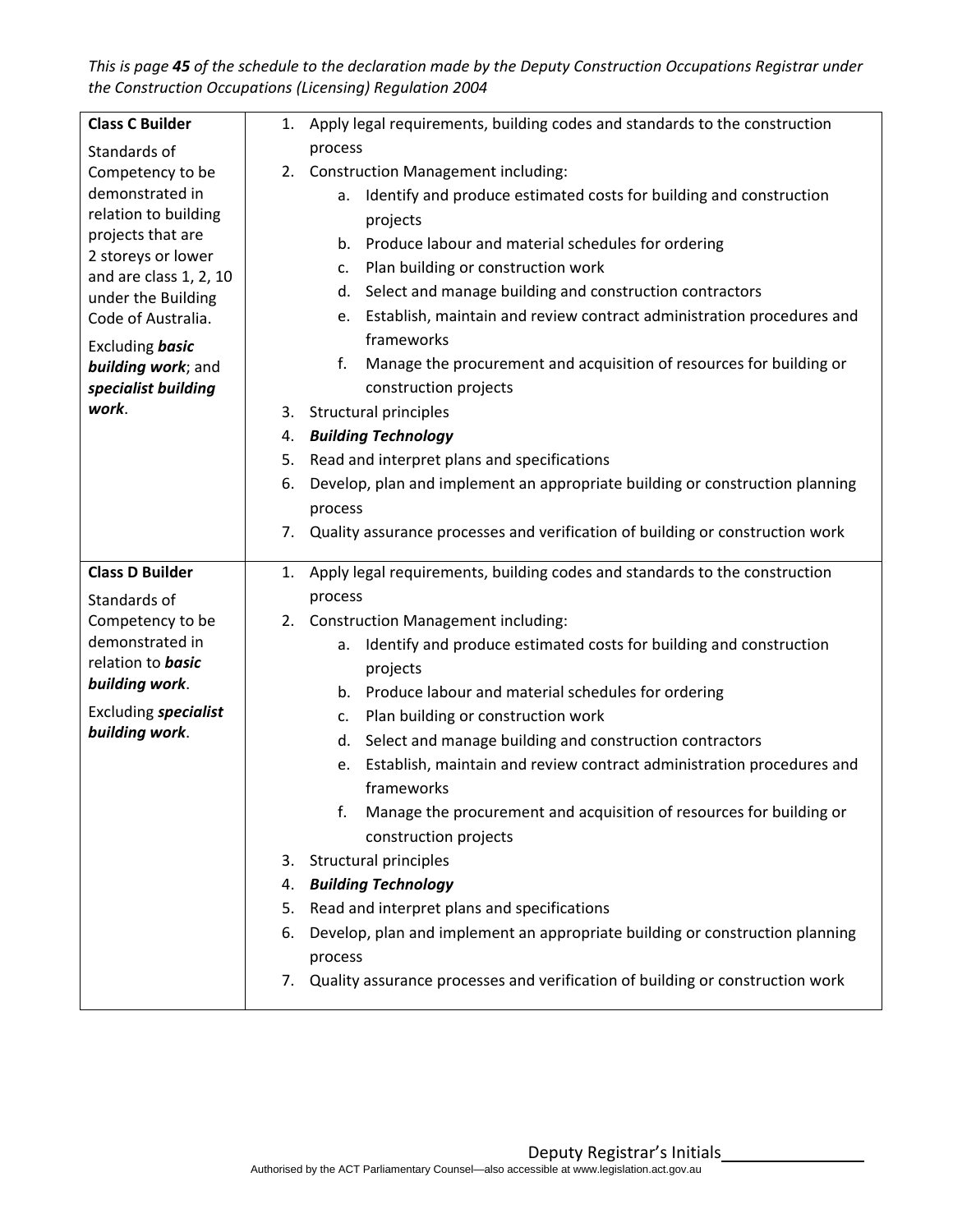*This is page **45** of the schedule to the declaration made by the Deputy Construction Occupations Registrar under the Construction Occupations (Licensing) Regulation 2004*

| | |
|---|---|
| **Class C Builder**<br><br>Standards of Competency to be demonstrated in relation to building projects that are 2 storeys or lower and are class 1, 2, 10 under the Building Code of Australia.<br><br>Excluding ***basic building work***; and ***specialist building work***. | 1. Apply legal requirements, building codes and standards to the construction process<br>2. Construction Management including:<br>&nbsp;&nbsp;&nbsp;&nbsp;a. Identify and produce estimated costs for building and construction projects<br>&nbsp;&nbsp;&nbsp;&nbsp;b. Produce labour and material schedules for ordering<br>&nbsp;&nbsp;&nbsp;&nbsp;c. Plan building or construction work<br>&nbsp;&nbsp;&nbsp;&nbsp;d. Select and manage building and construction contractors<br>&nbsp;&nbsp;&nbsp;&nbsp;e. Establish, maintain and review contract administration procedures and frameworks<br>&nbsp;&nbsp;&nbsp;&nbsp;f. Manage the procurement and acquisition of resources for building or construction projects<br>3. Structural principles<br>4. ***Building Technology***<br>5. Read and interpret plans and specifications<br>6. Develop, plan and implement an appropriate building or construction planning process<br>7. Quality assurance processes and verification of building or construction work |
| **Class D Builder**<br><br>Standards of Competency to be demonstrated in relation to ***basic building work***.<br><br>Excluding ***specialist building work***. | 1. Apply legal requirements, building codes and standards to the construction process<br>2. Construction Management including:<br>&nbsp;&nbsp;&nbsp;&nbsp;a. Identify and produce estimated costs for building and construction projects<br>&nbsp;&nbsp;&nbsp;&nbsp;b. Produce labour and material schedules for ordering<br>&nbsp;&nbsp;&nbsp;&nbsp;c. Plan building or construction work<br>&nbsp;&nbsp;&nbsp;&nbsp;d. Select and manage building and construction contractors<br>&nbsp;&nbsp;&nbsp;&nbsp;e. Establish, maintain and review contract administration procedures and frameworks<br>&nbsp;&nbsp;&nbsp;&nbsp;f. Manage the procurement and acquisition of resources for building or construction projects<br>3. Structural principles<br>4. ***Building Technology***<br>5. Read and interpret plans and specifications<br>6. Develop, plan and implement an appropriate building or construction planning process<br>7. Quality assurance processes and verification of building or construction work |

Deputy Registrar's Initials________________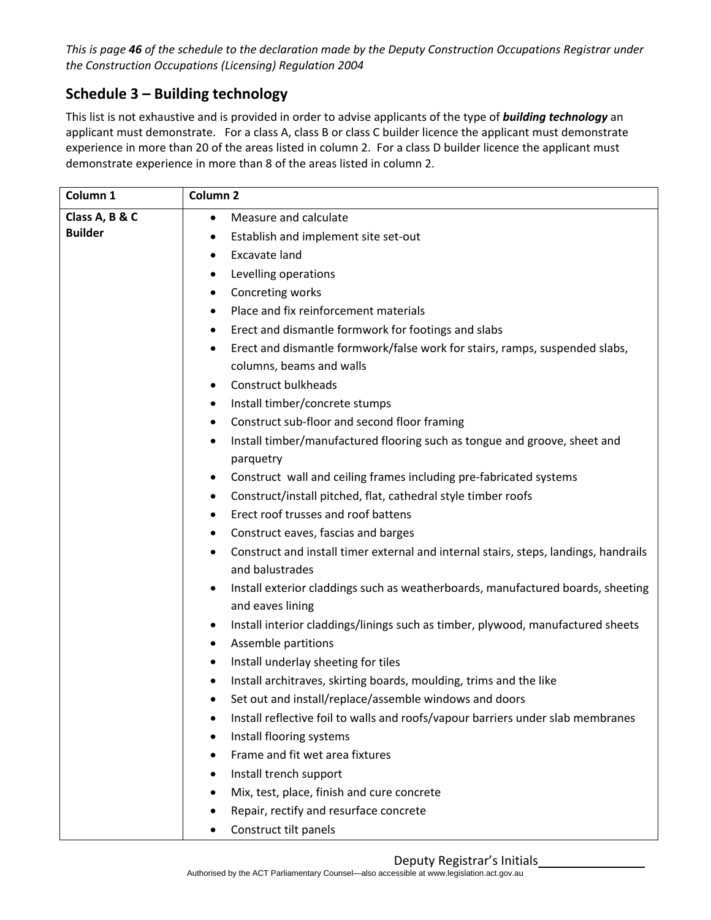*This is page **46** of the schedule to the declaration made by the Deputy Construction Occupations Registrar under the Construction Occupations (Licensing) Regulation 2004*

## Schedule 3 – Building technology

This list is not exhaustive and is provided in order to advise applicants of the type of ***building technology*** an applicant must demonstrate. For a class A, class B or class C builder licence the applicant must demonstrate experience in more than 20 of the areas listed in column 2. For a class D builder licence the applicant must demonstrate experience in more than 8 of the areas listed in column 2.

| Column 1 | Column 2 |
|---|---|
| **Class A, B & C Builder** | • Measure and calculate<br>• Establish and implement site set-out<br>• Excavate land<br>• Levelling operations<br>• Concreting works<br>• Place and fix reinforcement materials<br>• Erect and dismantle formwork for footings and slabs<br>• Erect and dismantle formwork/false work for stairs, ramps, suspended slabs, columns, beams and walls<br>• Construct bulkheads<br>• Install timber/concrete stumps<br>• Construct sub-floor and second floor framing<br>• Install timber/manufactured flooring such as tongue and groove, sheet and parquetry<br>• Construct wall and ceiling frames including pre-fabricated systems<br>• Construct/install pitched, flat, cathedral style timber roofs<br>• Erect roof trusses and roof battens<br>• Construct eaves, fascias and barges<br>• Construct and install timer external and internal stairs, steps, landings, handrails and balustrades<br>• Install exterior claddings such as weatherboards, manufactured boards, sheeting and eaves lining<br>• Install interior claddings/linings such as timber, plywood, manufactured sheets<br>• Assemble partitions<br>• Install underlay sheeting for tiles<br>• Install architraves, skirting boards, moulding, trims and the like<br>• Set out and install/replace/assemble windows and doors<br>• Install reflective foil to walls and roofs/vapour barriers under slab membranes<br>• Install flooring systems<br>• Frame and fit wet area fixtures<br>• Install trench support<br>• Mix, test, place, finish and cure concrete<br>• Repair, rectify and resurface concrete<br>• Construct tilt panels |

Deputy Registrar's Initials\_\_\_\_\_\_\_\_\_\_\_\_\_\_\_\_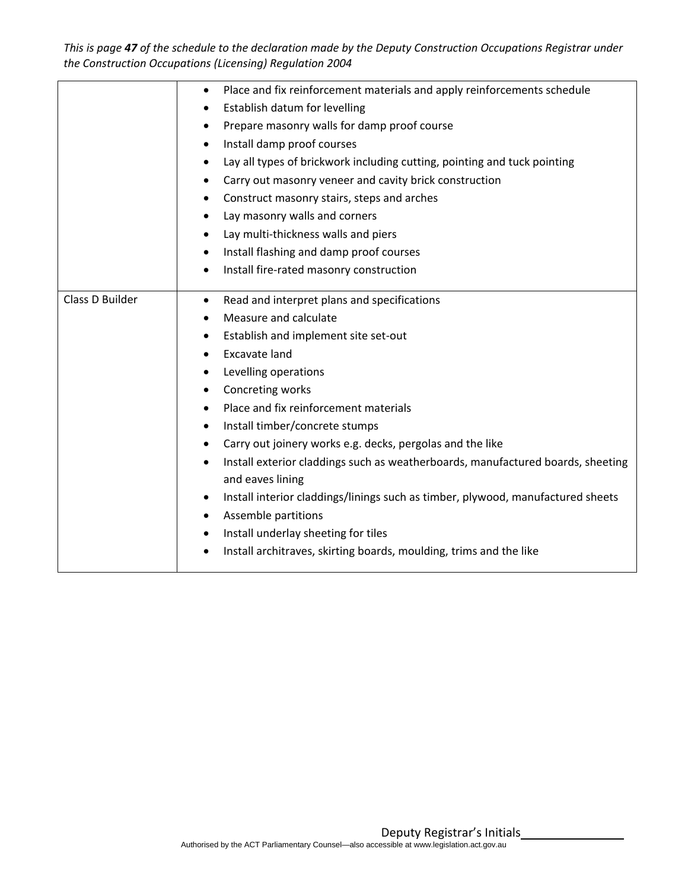| | |
|---|---|
| | • Place and fix reinforcement materials and apply reinforcements schedule<br>• Establish datum for levelling<br>• Prepare masonry walls for damp proof course<br>• Install damp proof courses<br>• Lay all types of brickwork including cutting, pointing and tuck pointing<br>• Carry out masonry veneer and cavity brick construction<br>• Construct masonry stairs, steps and arches<br>• Lay masonry walls and corners<br>• Lay multi-thickness walls and piers<br>• Install flashing and damp proof courses<br>• Install fire-rated masonry construction |
| Class D Builder | • Read and interpret plans and specifications<br>• Measure and calculate<br>• Establish and implement site set-out<br>• Excavate land<br>• Levelling operations<br>• Concreting works<br>• Place and fix reinforcement materials<br>• Install timber/concrete stumps<br>• Carry out joinery works e.g. decks, pergolas and the like<br>• Install exterior claddings such as weatherboards, manufactured boards, sheeting and eaves lining<br>• Install interior claddings/linings such as timber, plywood, manufactured sheets<br>• Assemble partitions<br>• Install underlay sheeting for tiles<br>• Install architraves, skirting boards, moulding, trims and the like |

Deputy Registrar's Initials________________